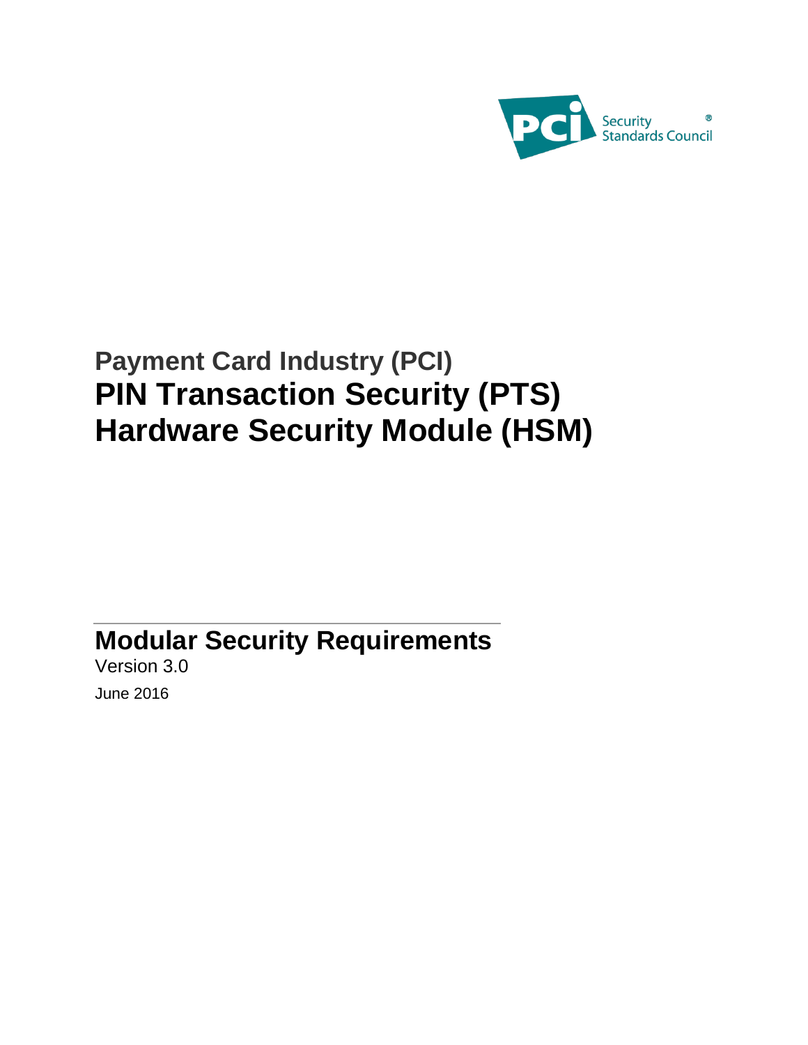# Payment Card Industry (PCI)

# PIN Transaction Security (PTS) Hardware Security Module (HSM)

## Modular Security Requirements

Version 3.0

June 2016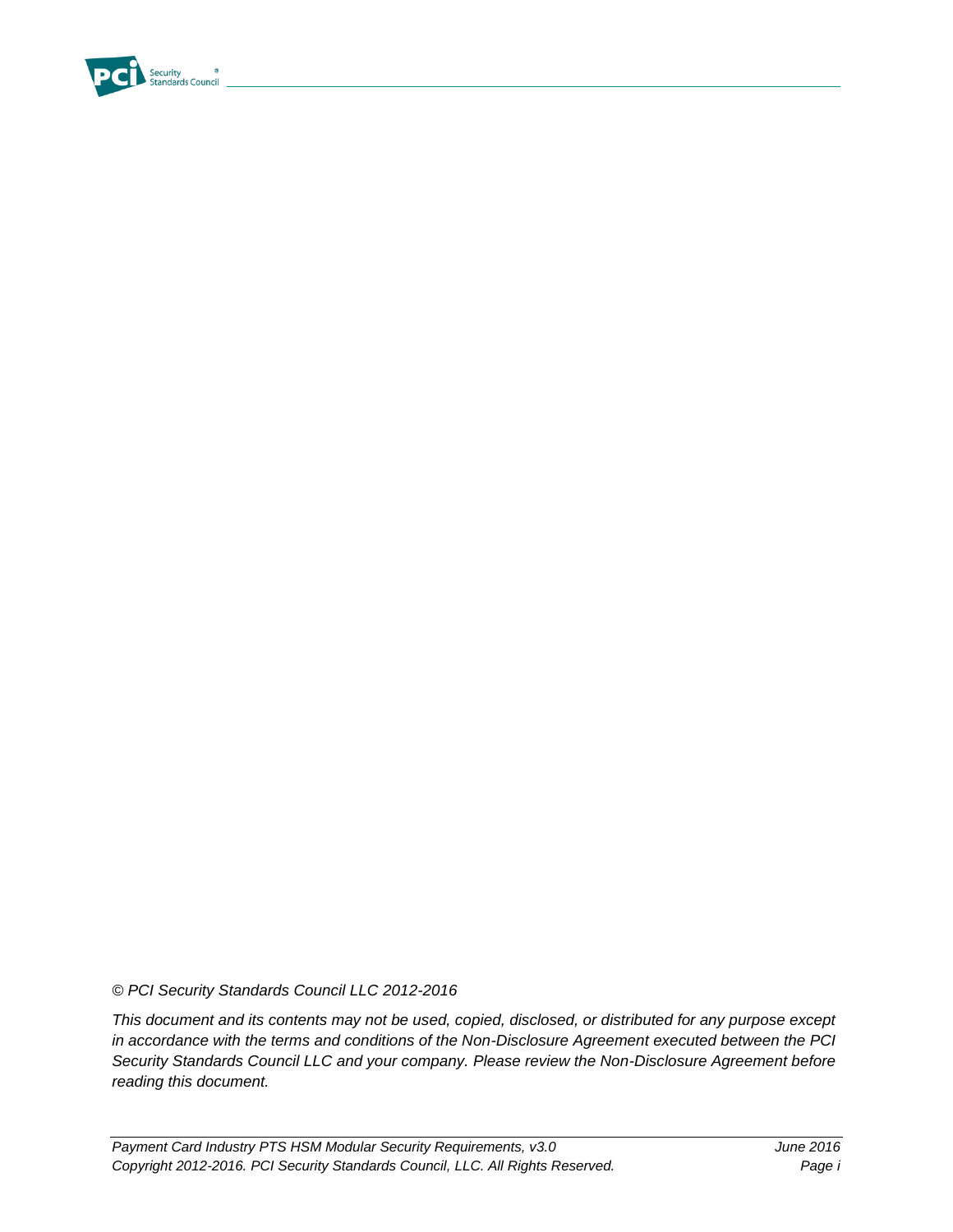*© PCI Security Standards Council LLC 2012-2016*

*This document and its contents may not be used, copied, disclosed, or distributed for any purpose except in accordance with the terms and conditions of the Non-Disclosure Agreement executed between the PCI Security Standards Council LLC and your company. Please review the Non-Disclosure Agreement before reading this document.*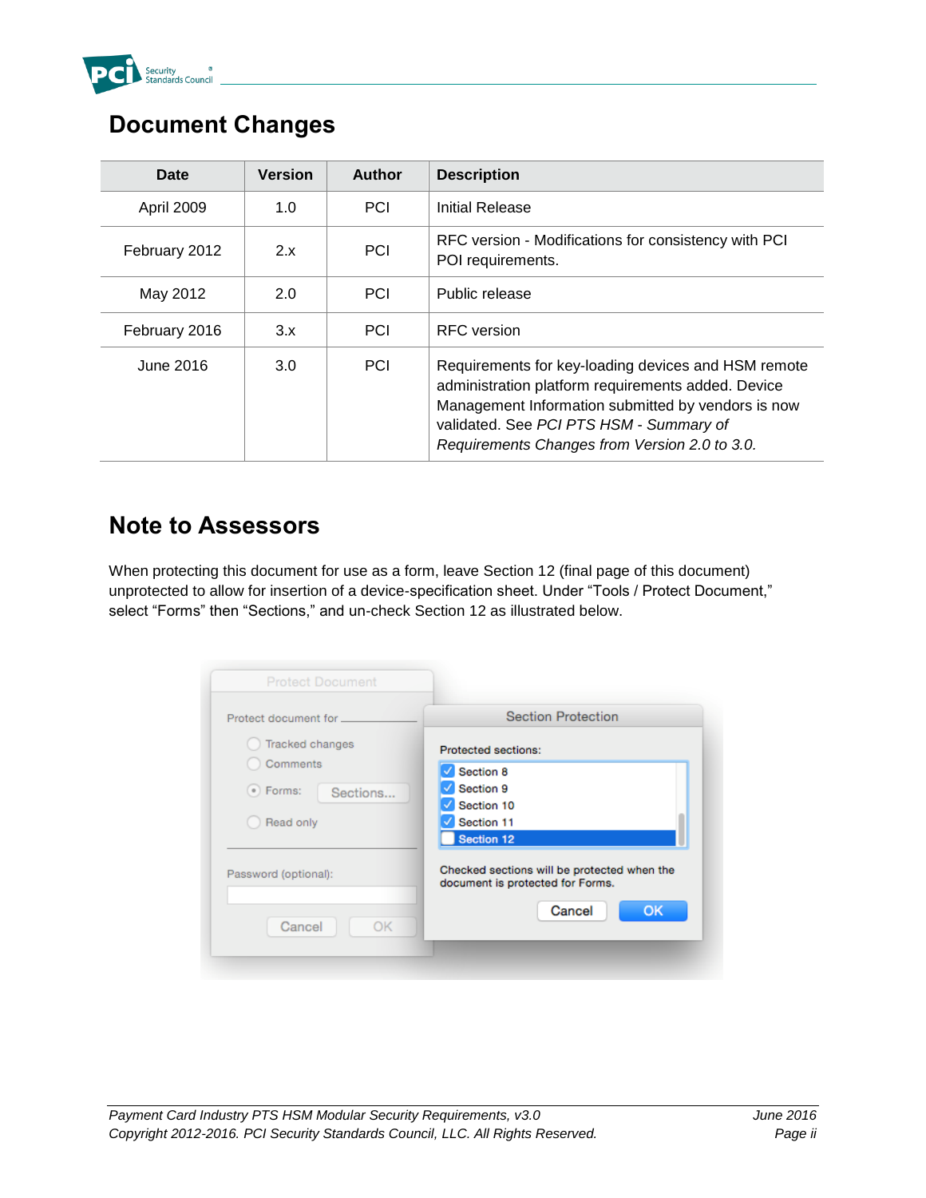## Document Changes

| Date | Version | Author | Description |
|---|---|---|---|
| April 2009 | 1.0 | PCI | Initial Release |
| February 2012 | 2.x | PCI | RFC version - Modifications for consistency with PCI POI requirements. |
| May 2012 | 2.0 | PCI | Public release |
| February 2016 | 3.x | PCI | RFC version |
| June 2016 | 3.0 | PCI | Requirements for key-loading devices and HSM remote administration platform requirements added. Device Management Information submitted by vendors is now validated. See *PCI PTS HSM - Summary of Requirements Changes from Version 2.0 to 3.0.* |

## Note to Assessors

When protecting this document for use as a form, leave Section 12 (final page of this document) unprotected to allow for insertion of a device-specification sheet. Under “Tools / Protect Document,” select “Forms” then “Sections,” and un-check Section 12 as illustrated below.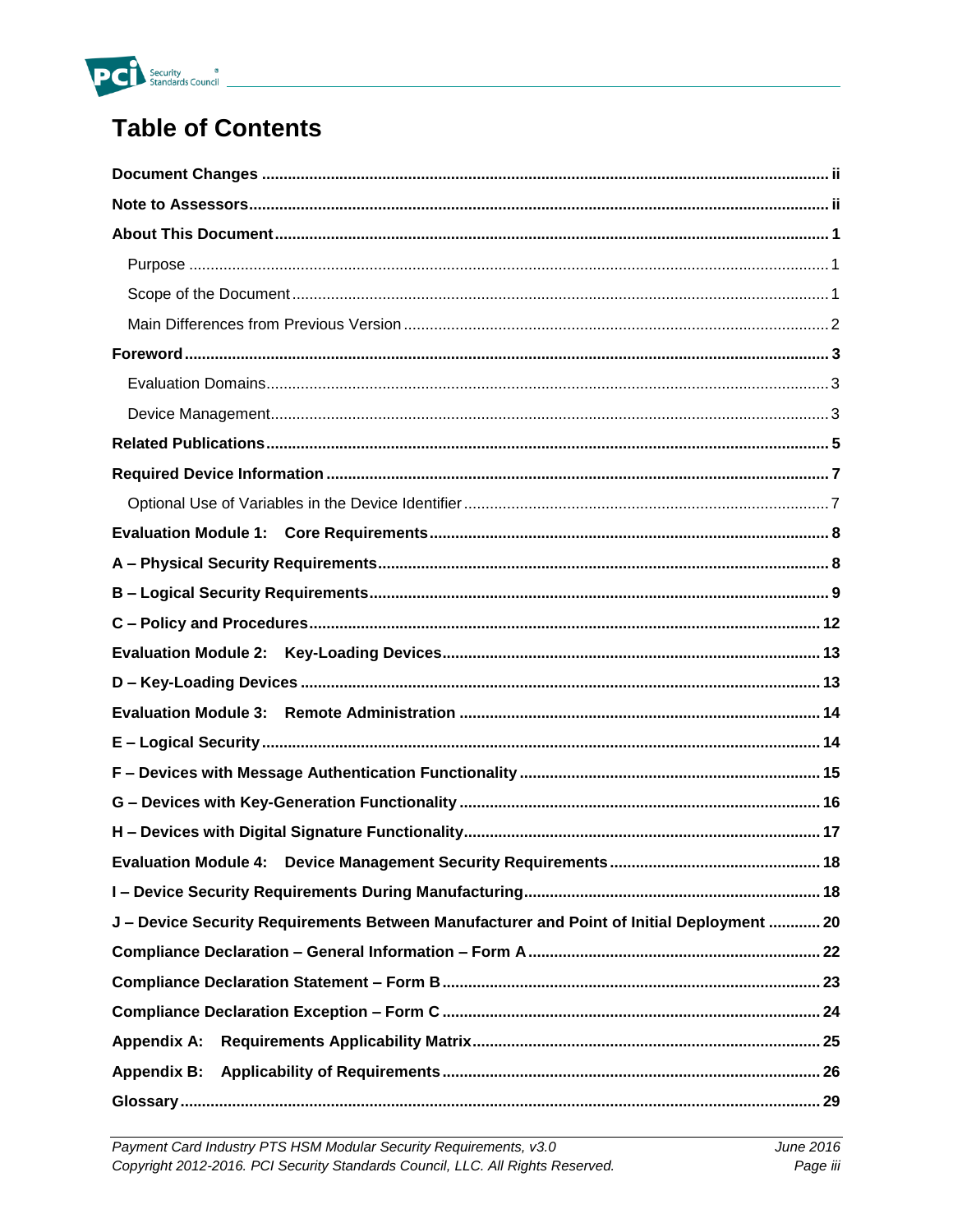# Table of Contents

**Document Changes** ................................................................ ii

**Note to Assessors** ................................................................ ii

**About This Document** ................................................................ 1

- Purpose ................................................................ 1
- Scope of the Document ................................................................ 1
- Main Differences from Previous Version ................................................................ 2

**Foreword** ................................................................ 3

- Evaluation Domains ................................................................ 3
- Device Management ................................................................ 3

**Related Publications** ................................................................ 5

**Required Device Information** ................................................................ 7

- Optional Use of Variables in the Device Identifier ................................................................ 7

**Evaluation Module 1: Core Requirements** ................................................................ 8

**A – Physical Security Requirements** ................................................................ 8

**B – Logical Security Requirements** ................................................................ 9

**C – Policy and Procedures** ................................................................ 12

**Evaluation Module 2: Key-Loading Devices** ................................................................ 13

**D – Key-Loading Devices** ................................................................ 13

**Evaluation Module 3: Remote Administration** ................................................................ 14

**E – Logical Security** ................................................................ 14

**F – Devices with Message Authentication Functionality** ................................................................ 15

**G – Devices with Key-Generation Functionality** ................................................................ 16

**H – Devices with Digital Signature Functionality** ................................................................ 17

**Evaluation Module 4: Device Management Security Requirements** ................................................................ 18

**I – Device Security Requirements During Manufacturing** ................................................................ 18

**J – Device Security Requirements Between Manufacturer and Point of Initial Deployment** ................................................................ 20

**Compliance Declaration – General Information – Form A** ................................................................ 22

**Compliance Declaration Statement – Form B** ................................................................ 23

**Compliance Declaration Exception – Form C** ................................................................ 24

**Appendix A: Requirements Applicability Matrix** ................................................................ 25

**Appendix B: Applicability of Requirements** ................................................................ 26

**Glossary** ................................................................ 29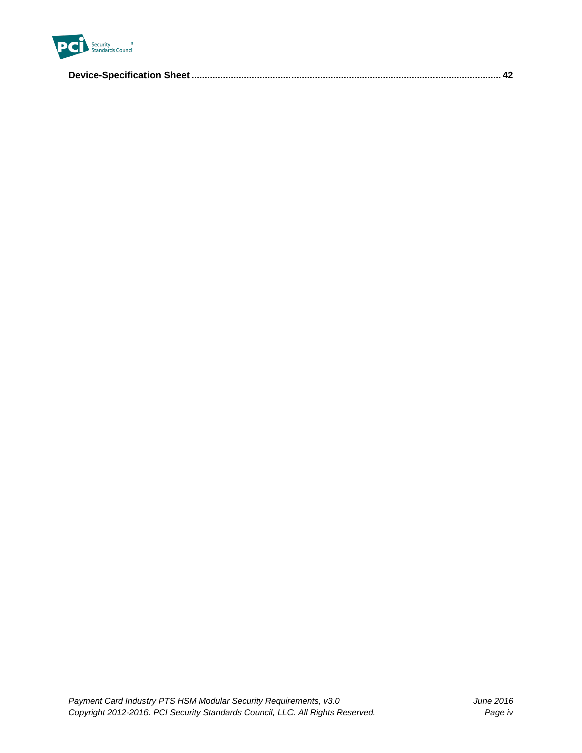**Device-Specification Sheet .................................................................................................................... 42**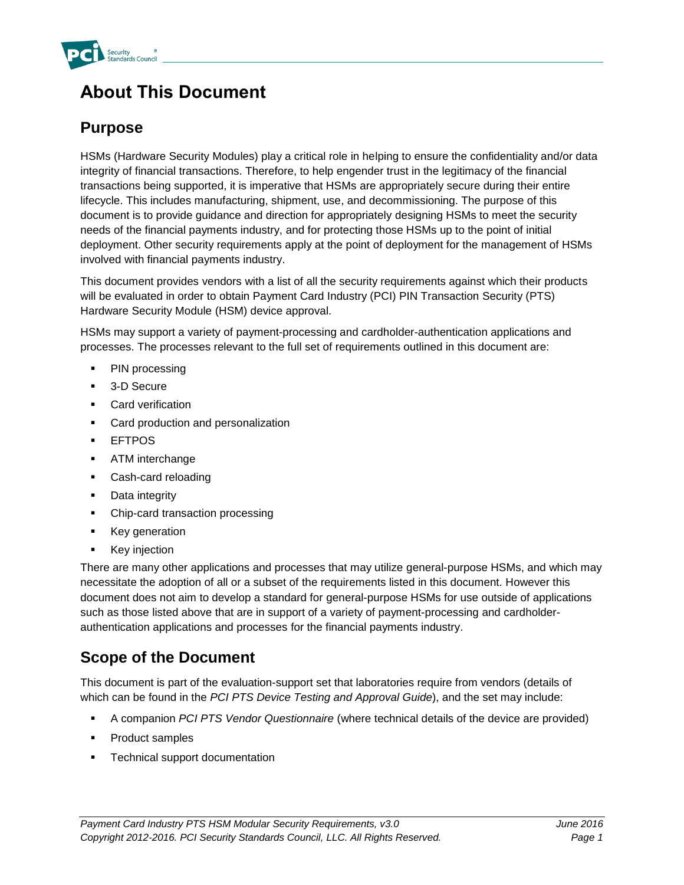# About This Document

## Purpose

HSMs (Hardware Security Modules) play a critical role in helping to ensure the confidentiality and/or data integrity of financial transactions. Therefore, to help engender trust in the legitimacy of the financial transactions being supported, it is imperative that HSMs are appropriately secure during their entire lifecycle. This includes manufacturing, shipment, use, and decommissioning. The purpose of this document is to provide guidance and direction for appropriately designing HSMs to meet the security needs of the financial payments industry, and for protecting those HSMs up to the point of initial deployment. Other security requirements apply at the point of deployment for the management of HSMs involved with financial payments industry.

This document provides vendors with a list of all the security requirements against which their products will be evaluated in order to obtain Payment Card Industry (PCI) PIN Transaction Security (PTS) Hardware Security Module (HSM) device approval.

HSMs may support a variety of payment-processing and cardholder-authentication applications and processes. The processes relevant to the full set of requirements outlined in this document are:

- PIN processing
- 3-D Secure
- Card verification
- Card production and personalization
- EFTPOS
- ATM interchange
- Cash-card reloading
- Data integrity
- Chip-card transaction processing
- Key generation
- Key injection

There are many other applications and processes that may utilize general-purpose HSMs, and which may necessitate the adoption of all or a subset of the requirements listed in this document. However this document does not aim to develop a standard for general-purpose HSMs for use outside of applications such as those listed above that are in support of a variety of payment-processing and cardholder-authentication applications and processes for the financial payments industry.

## Scope of the Document

This document is part of the evaluation-support set that laboratories require from vendors (details of which can be found in the *PCI PTS Device Testing and Approval Guide*), and the set may include:

- A companion *PCI PTS Vendor Questionnaire* (where technical details of the device are provided)
- Product samples
- Technical support documentation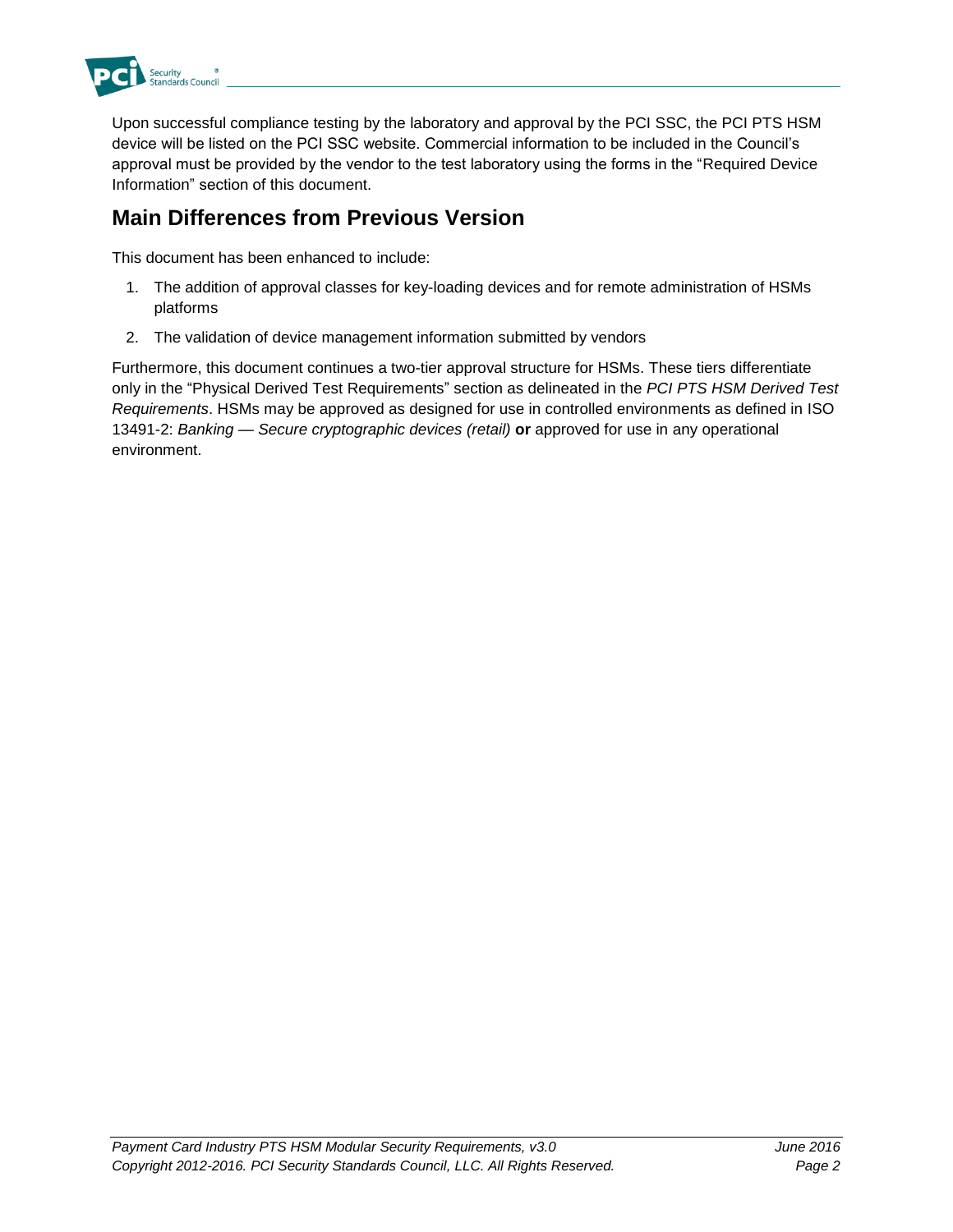Upon successful compliance testing by the laboratory and approval by the PCI SSC, the PCI PTS HSM device will be listed on the PCI SSC website. Commercial information to be included in the Council's approval must be provided by the vendor to the test laboratory using the forms in the "Required Device Information" section of this document.

## Main Differences from Previous Version

This document has been enhanced to include:

1. The addition of approval classes for key-loading devices and for remote administration of HSMs platforms
2. The validation of device management information submitted by vendors

Furthermore, this document continues a two-tier approval structure for HSMs. These tiers differentiate only in the "Physical Derived Test Requirements" section as delineated in the *PCI PTS HSM Derived Test Requirements*. HSMs may be approved as designed for use in controlled environments as defined in ISO 13491-2: *Banking — Secure cryptographic devices (retail)* **or** approved for use in any operational environment.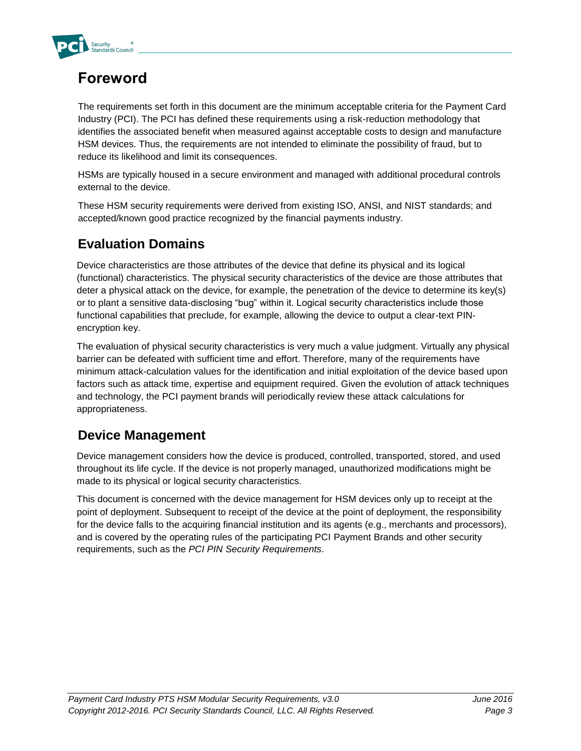# Foreword

The requirements set forth in this document are the minimum acceptable criteria for the Payment Card Industry (PCI). The PCI has defined these requirements using a risk-reduction methodology that identifies the associated benefit when measured against acceptable costs to design and manufacture HSM devices. Thus, the requirements are not intended to eliminate the possibility of fraud, but to reduce its likelihood and limit its consequences.

HSMs are typically housed in a secure environment and managed with additional procedural controls external to the device.

These HSM security requirements were derived from existing ISO, ANSI, and NIST standards; and accepted/known good practice recognized by the financial payments industry.

## Evaluation Domains

Device characteristics are those attributes of the device that define its physical and its logical (functional) characteristics. The physical security characteristics of the device are those attributes that deter a physical attack on the device, for example, the penetration of the device to determine its key(s) or to plant a sensitive data-disclosing "bug" within it. Logical security characteristics include those functional capabilities that preclude, for example, allowing the device to output a clear-text PIN-encryption key.

The evaluation of physical security characteristics is very much a value judgment. Virtually any physical barrier can be defeated with sufficient time and effort. Therefore, many of the requirements have minimum attack-calculation values for the identification and initial exploitation of the device based upon factors such as attack time, expertise and equipment required. Given the evolution of attack techniques and technology, the PCI payment brands will periodically review these attack calculations for appropriateness.

## Device Management

Device management considers how the device is produced, controlled, transported, stored, and used throughout its life cycle. If the device is not properly managed, unauthorized modifications might be made to its physical or logical security characteristics.

This document is concerned with the device management for HSM devices only up to receipt at the point of deployment. Subsequent to receipt of the device at the point of deployment, the responsibility for the device falls to the acquiring financial institution and its agents (e.g., merchants and processors), and is covered by the operating rules of the participating PCI Payment Brands and other security requirements, such as the *PCI PIN Security Requirements*.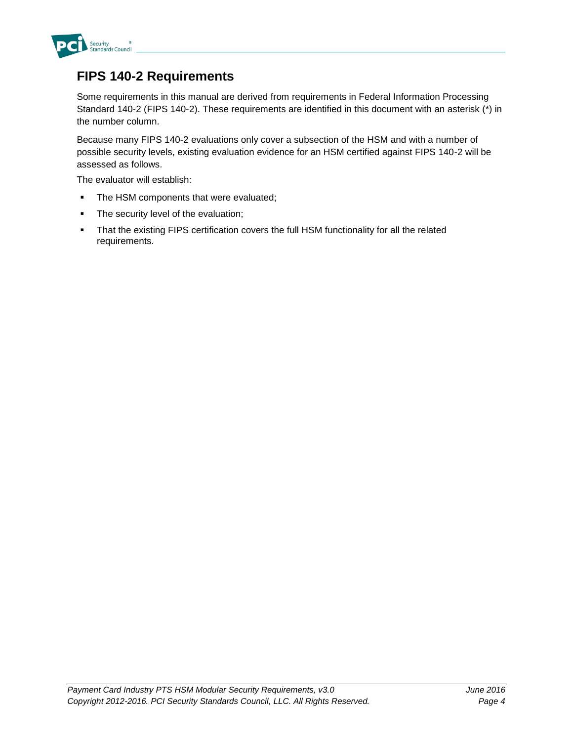## FIPS 140-2 Requirements

Some requirements in this manual are derived from requirements in Federal Information Processing Standard 140-2 (FIPS 140-2). These requirements are identified in this document with an asterisk (*) in the number column.

Because many FIPS 140-2 evaluations only cover a subsection of the HSM and with a number of possible security levels, existing evaluation evidence for an HSM certified against FIPS 140-2 will be assessed as follows.

The evaluator will establish:

- The HSM components that were evaluated;
- The security level of the evaluation;
- That the existing FIPS certification covers the full HSM functionality for all the related requirements.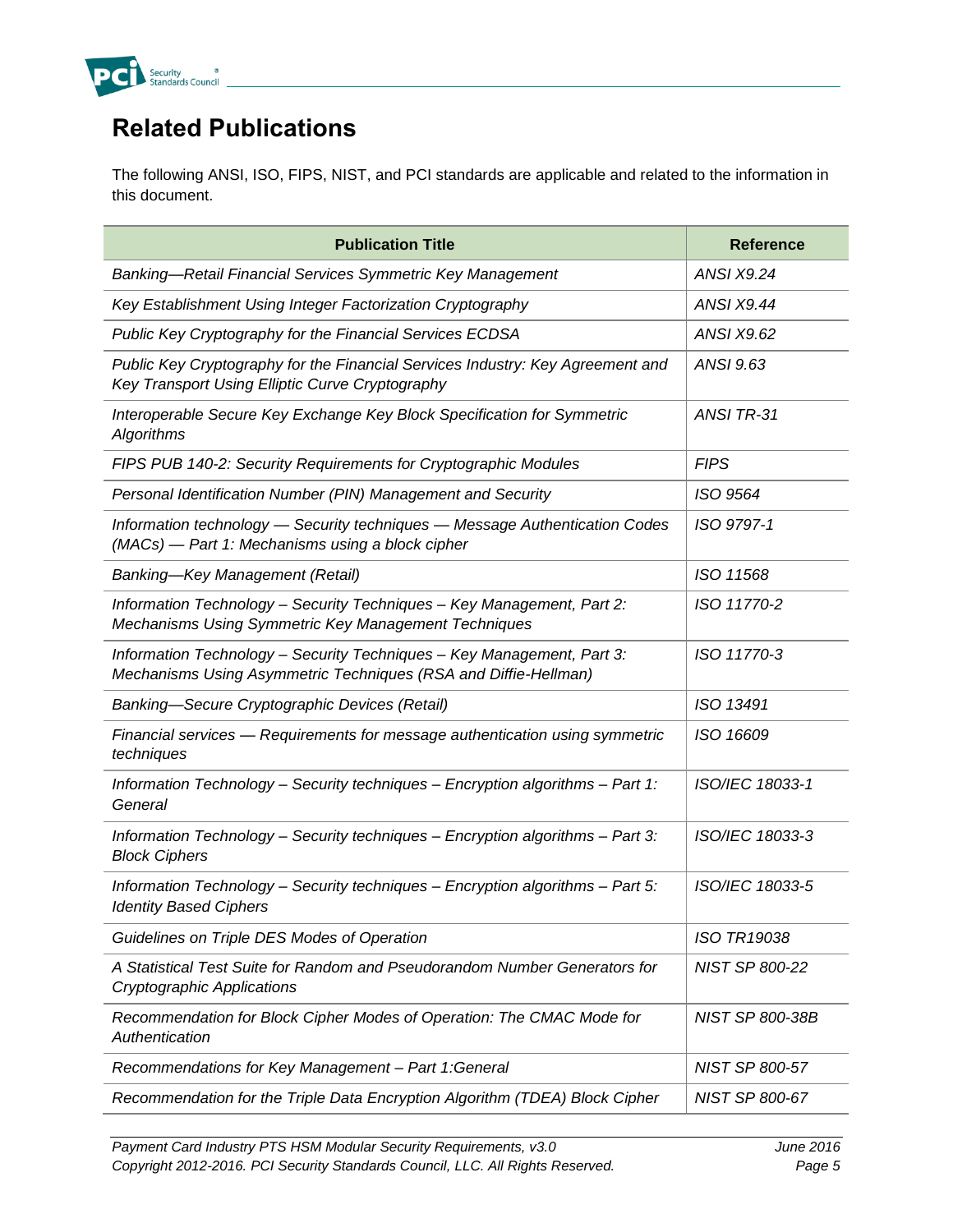## Related Publications

The following ANSI, ISO, FIPS, NIST, and PCI standards are applicable and related to the information in this document.

| Publication Title | Reference |
|---|---|
| *Banking—Retail Financial Services Symmetric Key Management* | *ANSI X9.24* |
| *Key Establishment Using Integer Factorization Cryptography* | *ANSI X9.44* |
| *Public Key Cryptography for the Financial Services ECDSA* | *ANSI X9.62* |
| *Public Key Cryptography for the Financial Services Industry: Key Agreement and Key Transport Using Elliptic Curve Cryptography* | *ANSI 9.63* |
| *Interoperable Secure Key Exchange Key Block Specification for Symmetric Algorithms* | *ANSI TR-31* |
| *FIPS PUB 140-2: Security Requirements for Cryptographic Modules* | *FIPS* |
| *Personal Identification Number (PIN) Management and Security* | *ISO 9564* |
| *Information technology — Security techniques — Message Authentication Codes (MACs) — Part 1: Mechanisms using a block cipher* | *ISO 9797-1* |
| *Banking—Key Management (Retail)* | *ISO 11568* |
| *Information Technology – Security Techniques – Key Management, Part 2: Mechanisms Using Symmetric Key Management Techniques* | *ISO 11770-2* |
| *Information Technology – Security Techniques – Key Management, Part 3: Mechanisms Using Asymmetric Techniques (RSA and Diffie-Hellman)* | *ISO 11770-3* |
| *Banking—Secure Cryptographic Devices (Retail)* | *ISO 13491* |
| *Financial services — Requirements for message authentication using symmetric techniques* | *ISO 16609* |
| *Information Technology – Security techniques – Encryption algorithms – Part 1: General* | *ISO/IEC 18033-1* |
| *Information Technology – Security techniques – Encryption algorithms – Part 3: Block Ciphers* | *ISO/IEC 18033-3* |
| *Information Technology – Security techniques – Encryption algorithms – Part 5: Identity Based Ciphers* | *ISO/IEC 18033-5* |
| *Guidelines on Triple DES Modes of Operation* | *ISO TR19038* |
| *A Statistical Test Suite for Random and Pseudorandom Number Generators for Cryptographic Applications* | *NIST SP 800-22* |
| *Recommendation for Block Cipher Modes of Operation: The CMAC Mode for Authentication* | *NIST SP 800-38B* |
| *Recommendations for Key Management – Part 1:General* | *NIST SP 800-57* |
| *Recommendation for the Triple Data Encryption Algorithm (TDEA) Block Cipher* | *NIST SP 800-67* |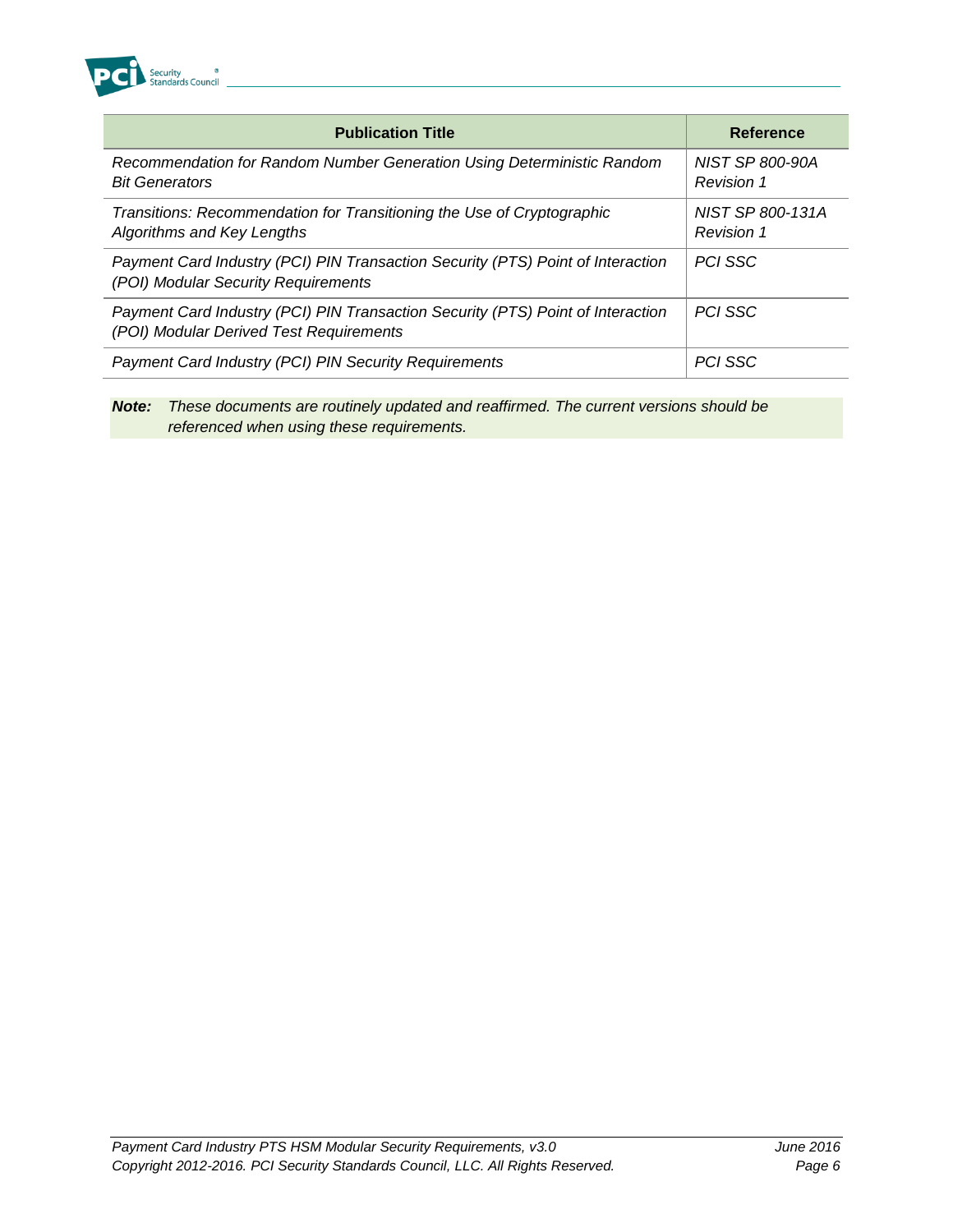| Publication Title | Reference |
|---|---|
| *Recommendation for Random Number Generation Using Deterministic Random Bit Generators* | *NIST SP 800-90A Revision 1* |
| *Transitions: Recommendation for Transitioning the Use of Cryptographic Algorithms and Key Lengths* | *NIST SP 800-131A Revision 1* |
| *Payment Card Industry (PCI) PIN Transaction Security (PTS) Point of Interaction (POI) Modular Security Requirements* | *PCI SSC* |
| *Payment Card Industry (PCI) PIN Transaction Security (PTS) Point of Interaction (POI) Modular Derived Test Requirements* | *PCI SSC* |
| *Payment Card Industry (PCI) PIN Security Requirements* | *PCI SSC* |

***Note:*** *These documents are routinely updated and reaffirmed. The current versions should be referenced when using these requirements.*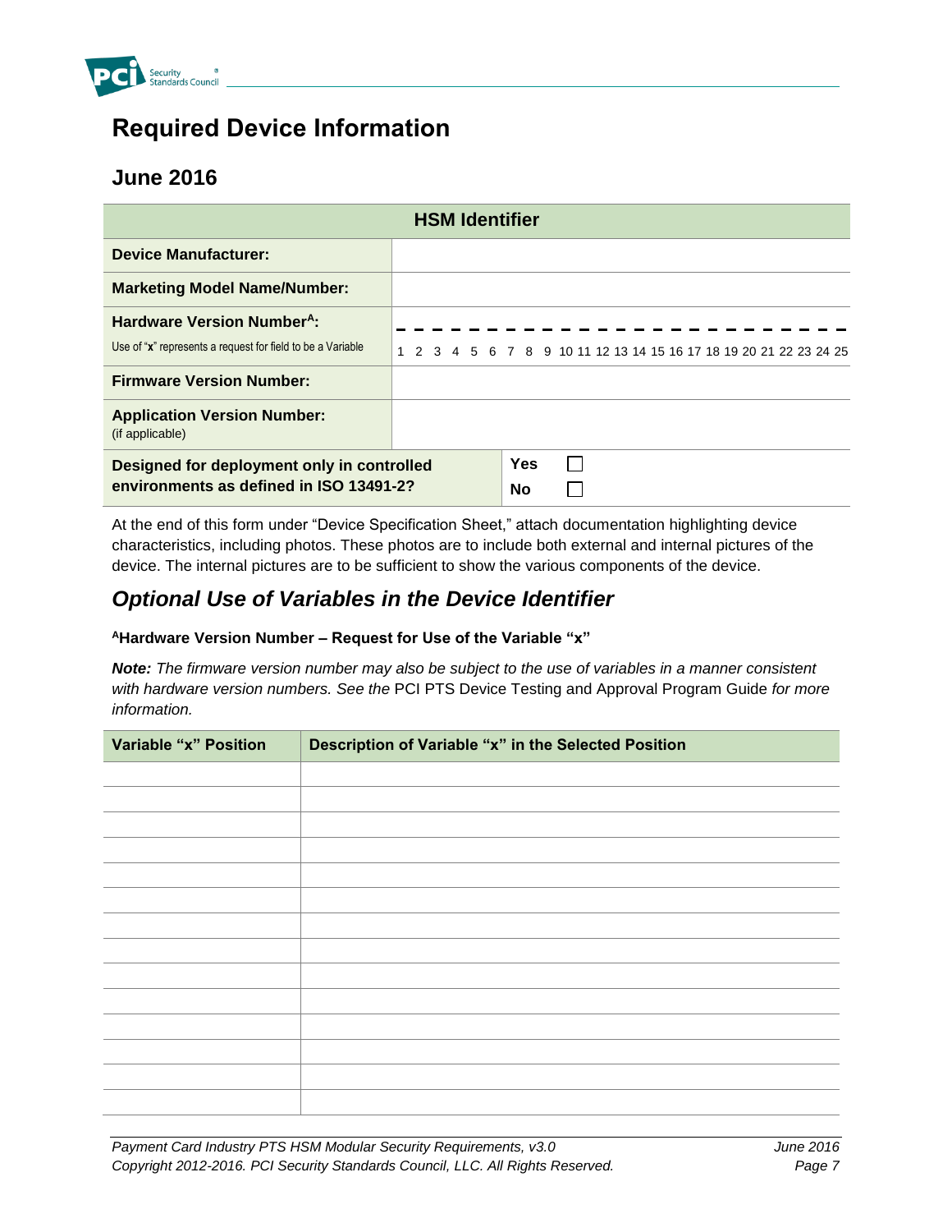# Required Device Information

## June 2016

| HSM Identifier | | |
|---|---|---|
| **Device Manufacturer:** | | |
| **Marketing Model Name/Number:** | | |
| **Hardware Version Number[A]:** Use of "**x**" represents a request for field to be a Variable | _ _ _ _ _ _ _ _ _ _ _ _ _ _ _ _ _ _ _ _ _ _ _ _ _ 1 2 3 4 5 6 7 8 9 10 11 12 13 14 15 16 17 18 19 20 21 22 23 24 25 | |
| **Firmware Version Number:** | | |
| **Application Version Number:** (if applicable) | | |
| **Designed for deployment only in controlled environments as defined in ISO 13491-2?** | **Yes** ☐ **No** ☐ | |

At the end of this form under "Device Specification Sheet," attach documentation highlighting device characteristics, including photos. These photos are to include both external and internal pictures of the device. The internal pictures are to be sufficient to show the various components of the device.

## *Optional Use of Variables in the Device Identifier*

**[A]Hardware Version Number – Request for Use of the Variable "x"**

***Note:*** *The firmware version number may also be subject to the use of variables in a manner consistent with hardware version numbers. See the* PCI PTS Device Testing and Approval Program Guide *for more information.*

| Variable "x" Position | Description of Variable "x" in the Selected Position |
|---|---|
| | |
| | |
| | |
| | |
| | |
| | |
| | |
| | |
| | |
| | |
| | |
| | |
| | |
| | |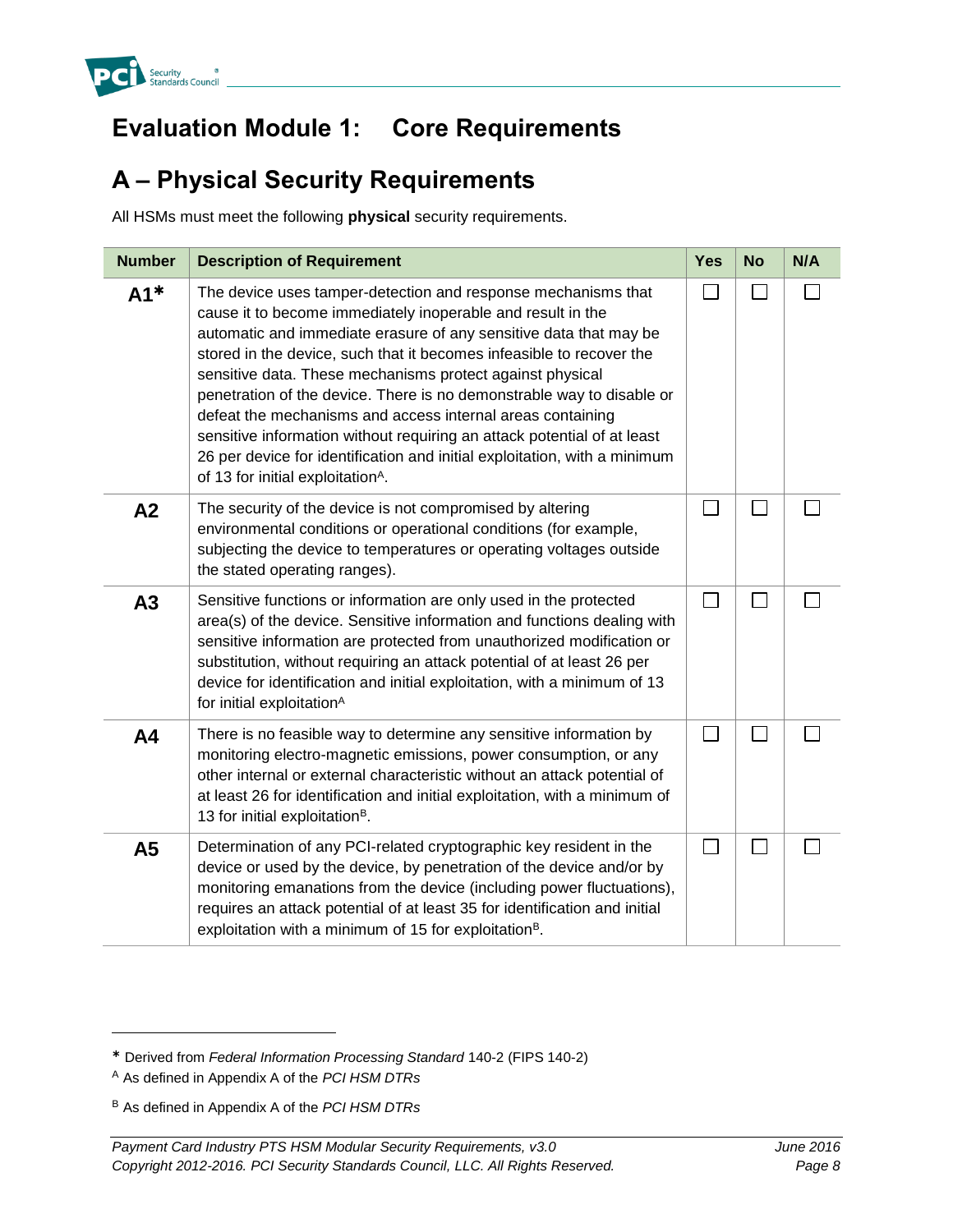# Evaluation Module 1: Core Requirements

## A – Physical Security Requirements

All HSMs must meet the following **physical** security requirements.

| Number | Description of Requirement | Yes | No | N/A |
|---|---|---|---|---|
| **A1*** | The device uses tamper-detection and response mechanisms that cause it to become immediately inoperable and result in the automatic and immediate erasure of any sensitive data that may be stored in the device, such that it becomes infeasible to recover the sensitive data. These mechanisms protect against physical penetration of the device. There is no demonstrable way to disable or defeat the mechanisms and access internal areas containing sensitive information without requiring an attack potential of at least 26 per device for identification and initial exploitation, with a minimum of 13 for initial exploitation[A]. | ☐ | ☐ | ☐ |
| **A2** | The security of the device is not compromised by altering environmental conditions or operational conditions (for example, subjecting the device to temperatures or operating voltages outside the stated operating ranges). | ☐ | ☐ | ☐ |
| **A3** | Sensitive functions or information are only used in the protected area(s) of the device. Sensitive information and functions dealing with sensitive information are protected from unauthorized modification or substitution, without requiring an attack potential of at least 26 per device for identification and initial exploitation, with a minimum of 13 for initial exploitation[A] | ☐ | ☐ | ☐ |
| **A4** | There is no feasible way to determine any sensitive information by monitoring electro-magnetic emissions, power consumption, or any other internal or external characteristic without an attack potential of at least 26 for identification and initial exploitation, with a minimum of 13 for initial exploitation[B]. | ☐ | ☐ | ☐ |
| **A5** | Determination of any PCI-related cryptographic key resident in the device or used by the device, by penetration of the device and/or by monitoring emanations from the device (including power fluctuations), requires an attack potential of at least 35 for identification and initial exploitation with a minimum of 15 for exploitation[B]. | ☐ | ☐ | ☐ |

\* Derived from *Federal Information Processing Standard* 140-2 (FIPS 140-2)

[A] As defined in Appendix A of the *PCI HSM DTRs*

[B] As defined in Appendix A of the *PCI HSM DTRs*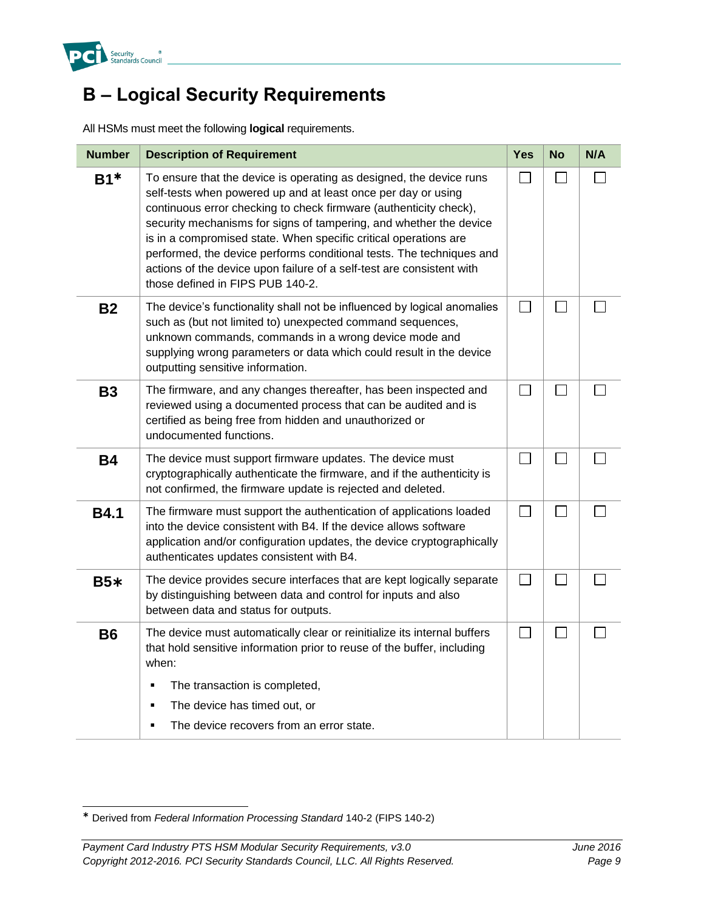# B – Logical Security Requirements

All HSMs must meet the following **logical** requirements.

| Number | Description of Requirement | Yes | No | N/A |
|---|---|---|---|---|
| **B1*** | To ensure that the device is operating as designed, the device runs self-tests when powered up and at least once per day or using continuous error checking to check firmware (authenticity check), security mechanisms for signs of tampering, and whether the device is in a compromised state. When specific critical operations are performed, the device performs conditional tests. The techniques and actions of the device upon failure of a self-test are consistent with those defined in FIPS PUB 140-2. | ☐ | ☐ | ☐ |
| **B2** | The device's functionality shall not be influenced by logical anomalies such as (but not limited to) unexpected command sequences, unknown commands, commands in a wrong device mode and supplying wrong parameters or data which could result in the device outputting sensitive information. | ☐ | ☐ | ☐ |
| **B3** | The firmware, and any changes thereafter, has been inspected and reviewed using a documented process that can be audited and is certified as being free from hidden and unauthorized or undocumented functions. | ☐ | ☐ | ☐ |
| **B4** | The device must support firmware updates. The device must cryptographically authenticate the firmware, and if the authenticity is not confirmed, the firmware update is rejected and deleted. | ☐ | ☐ | ☐ |
| **B4.1** | The firmware must support the authentication of applications loaded into the device consistent with B4. If the device allows software application and/or configuration updates, the device cryptographically authenticates updates consistent with B4. | ☐ | ☐ | ☐ |
| **B5*** | The device provides secure interfaces that are kept logically separate by distinguishing between data and control for inputs and also between data and status for outputs. | ☐ | ☐ | ☐ |
| **B6** | The device must automatically clear or reinitialize its internal buffers that hold sensitive information prior to reuse of the buffer, including when:<br>▪ The transaction is completed,<br>▪ The device has timed out, or<br>▪ The device recovers from an error state. | ☐ | ☐ | ☐ |

* Derived from *Federal Information Processing Standard* 140-2 (FIPS 140-2)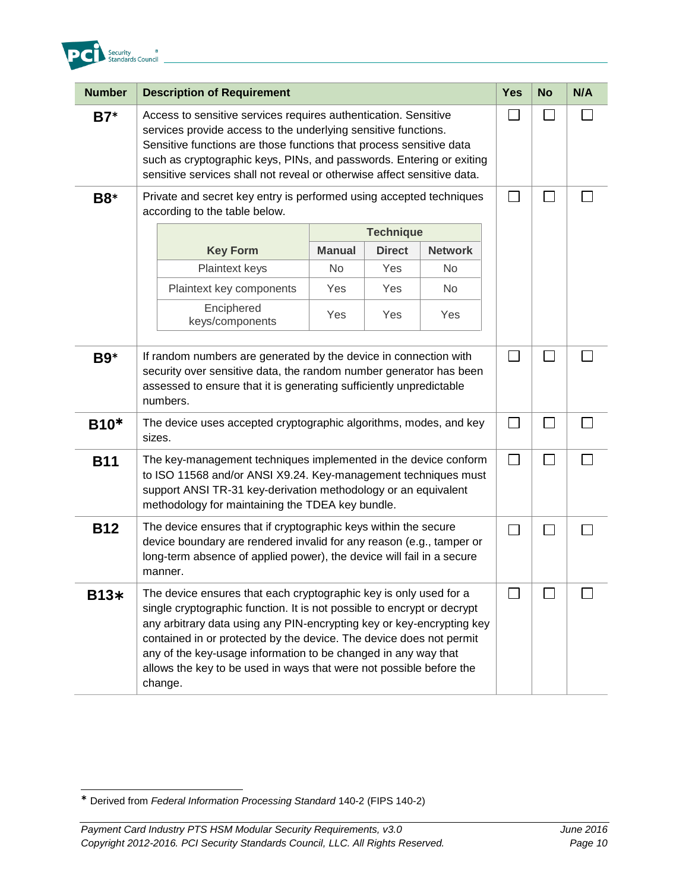| Number | Description of Requirement | Yes | No | N/A |
|---|---|---|---|---|
| **B7*** | Access to sensitive services requires authentication. Sensitive services provide access to the underlying sensitive functions. Sensitive functions are those functions that process sensitive data such as cryptographic keys, PINs, and passwords. Entering or exiting sensitive services shall not reveal or otherwise affect sensitive data. | ☐ | ☐ | ☐ |
| **B8*** | Private and secret key entry is performed using accepted techniques according to the table below. (See table below.) | ☐ | ☐ | ☐ |
| **B9*** | If random numbers are generated by the device in connection with security over sensitive data, the random number generator has been assessed to ensure that it is generating sufficiently unpredictable numbers. | ☐ | ☐ | ☐ |
| **B10*** | The device uses accepted cryptographic algorithms, modes, and key sizes. | ☐ | ☐ | ☐ |
| **B11** | The key-management techniques implemented in the device conform to ISO 11568 and/or ANSI X9.24. Key-management techniques must support ANSI TR-31 key-derivation methodology or an equivalent methodology for maintaining the TDEA key bundle. | ☐ | ☐ | ☐ |
| **B12** | The device ensures that if cryptographic keys within the secure device boundary are rendered invalid for any reason (e.g., tamper or long-term absence of applied power), the device will fail in a secure manner. | ☐ | ☐ | ☐ |
| **B13*** | The device ensures that each cryptographic key is only used for a single cryptographic function. It is not possible to encrypt or decrypt any arbitrary data using any PIN-encrypting key or key-encrypting key contained in or protected by the device. The device does not permit any of the key-usage information to be changed in any way that allows the key to be used in ways that were not possible before the change. | ☐ | ☐ | ☐ |

Table for requirement B8:

| Key Form | Technique | | |
|---|---|---|---|
| | **Manual** | **Direct** | **Network** |
| Plaintext keys | No | Yes | No |
| Plaintext key components | Yes | Yes | No |
| Enciphered keys/components | Yes | Yes | Yes |

---

* Derived from *Federal Information Processing Standard* 140-2 (FIPS 140-2)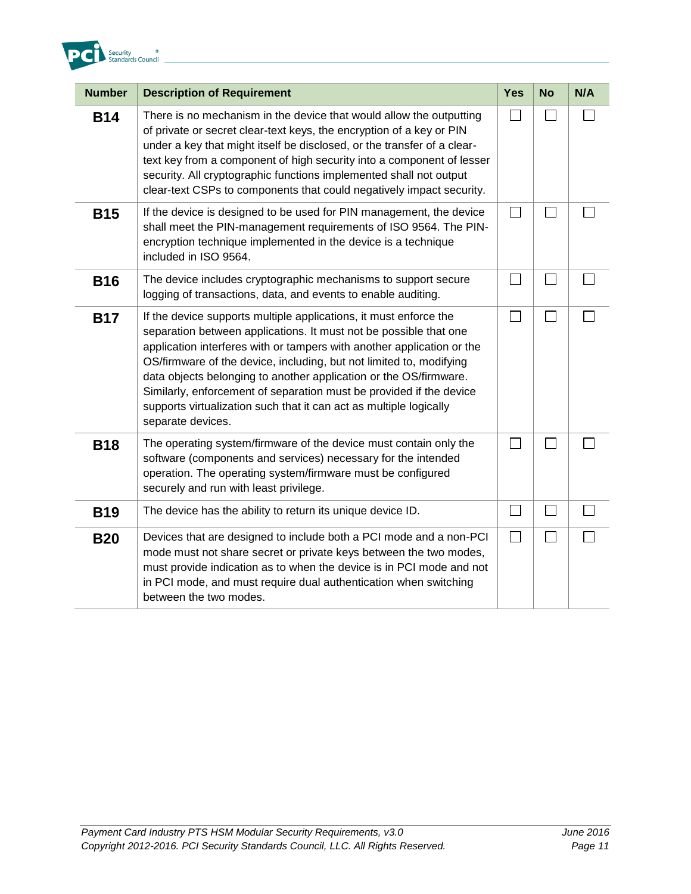| Number | Description of Requirement | Yes | No | N/A |
|---|---|---|---|---|
| **B14** | There is no mechanism in the device that would allow the outputting of private or secret clear-text keys, the encryption of a key or PIN under a key that might itself be disclosed, or the transfer of a clear-text key from a component of high security into a component of lesser security. All cryptographic functions implemented shall not output clear-text CSPs to components that could negatively impact security. | ☐ | ☐ | ☐ |
| **B15** | If the device is designed to be used for PIN management, the device shall meet the PIN-management requirements of ISO 9564. The PIN-encryption technique implemented in the device is a technique included in ISO 9564. | ☐ | ☐ | ☐ |
| **B16** | The device includes cryptographic mechanisms to support secure logging of transactions, data, and events to enable auditing. | ☐ | ☐ | ☐ |
| **B17** | If the device supports multiple applications, it must enforce the separation between applications. It must not be possible that one application interferes with or tampers with another application or the OS/firmware of the device, including, but not limited to, modifying data objects belonging to another application or the OS/firmware. Similarly, enforcement of separation must be provided if the device supports virtualization such that it can act as multiple logically separate devices. | ☐ | ☐ | ☐ |
| **B18** | The operating system/firmware of the device must contain only the software (components and services) necessary for the intended operation. The operating system/firmware must be configured securely and run with least privilege. | ☐ | ☐ | ☐ |
| **B19** | The device has the ability to return its unique device ID. | ☐ | ☐ | ☐ |
| **B20** | Devices that are designed to include both a PCI mode and a non-PCI mode must not share secret or private keys between the two modes, must provide indication as to when the device is in PCI mode and not in PCI mode, and must require dual authentication when switching between the two modes. | ☐ | ☐ | ☐ |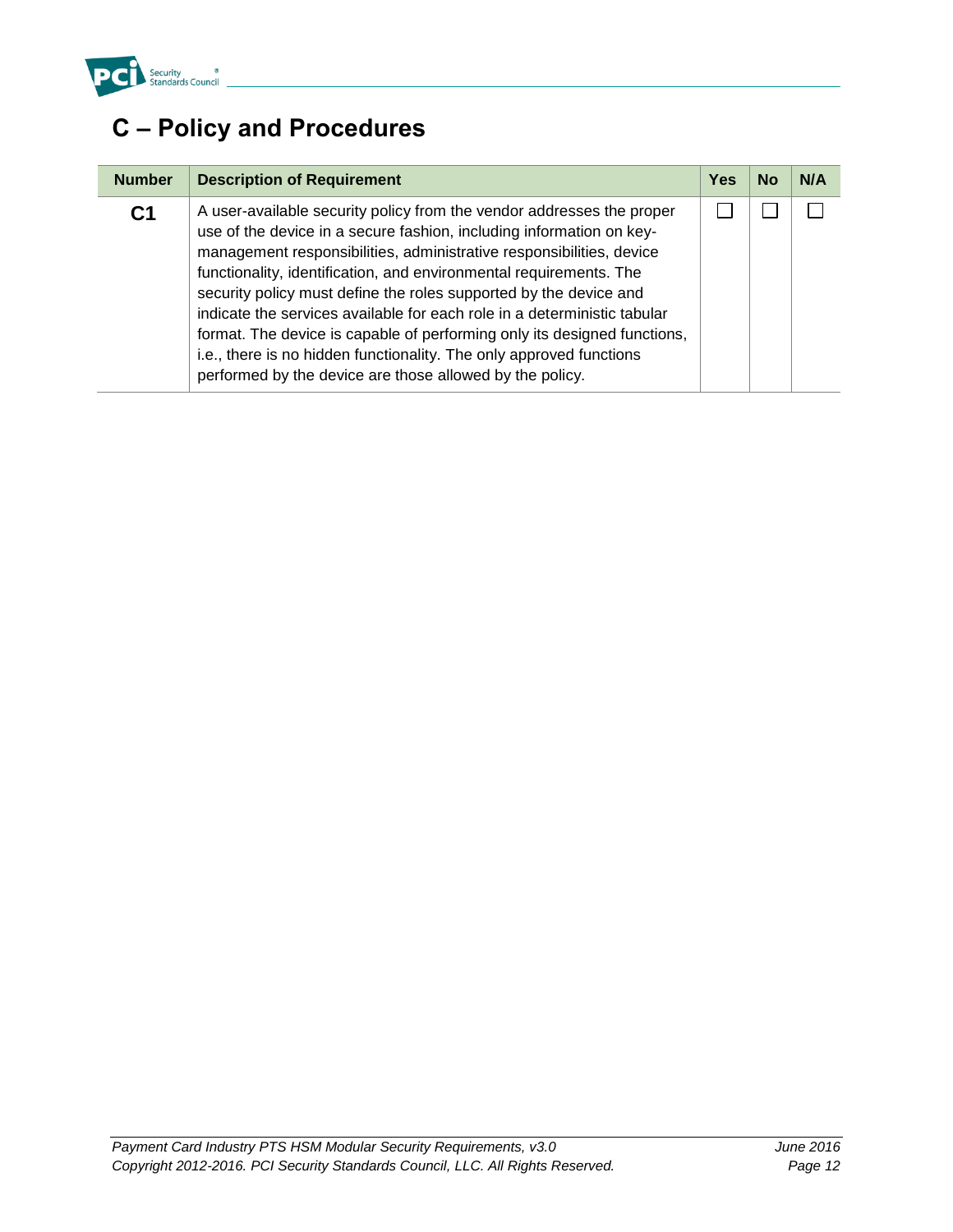## C – Policy and Procedures

| Number | Description of Requirement | Yes | No | N/A |
|---|---|---|---|---|
| **C1** | A user-available security policy from the vendor addresses the proper use of the device in a secure fashion, including information on key-management responsibilities, administrative responsibilities, device functionality, identification, and environmental requirements. The security policy must define the roles supported by the device and indicate the services available for each role in a deterministic tabular format. The device is capable of performing only its designed functions, i.e., there is no hidden functionality. The only approved functions performed by the device are those allowed by the policy. | ☐ | ☐ | ☐ |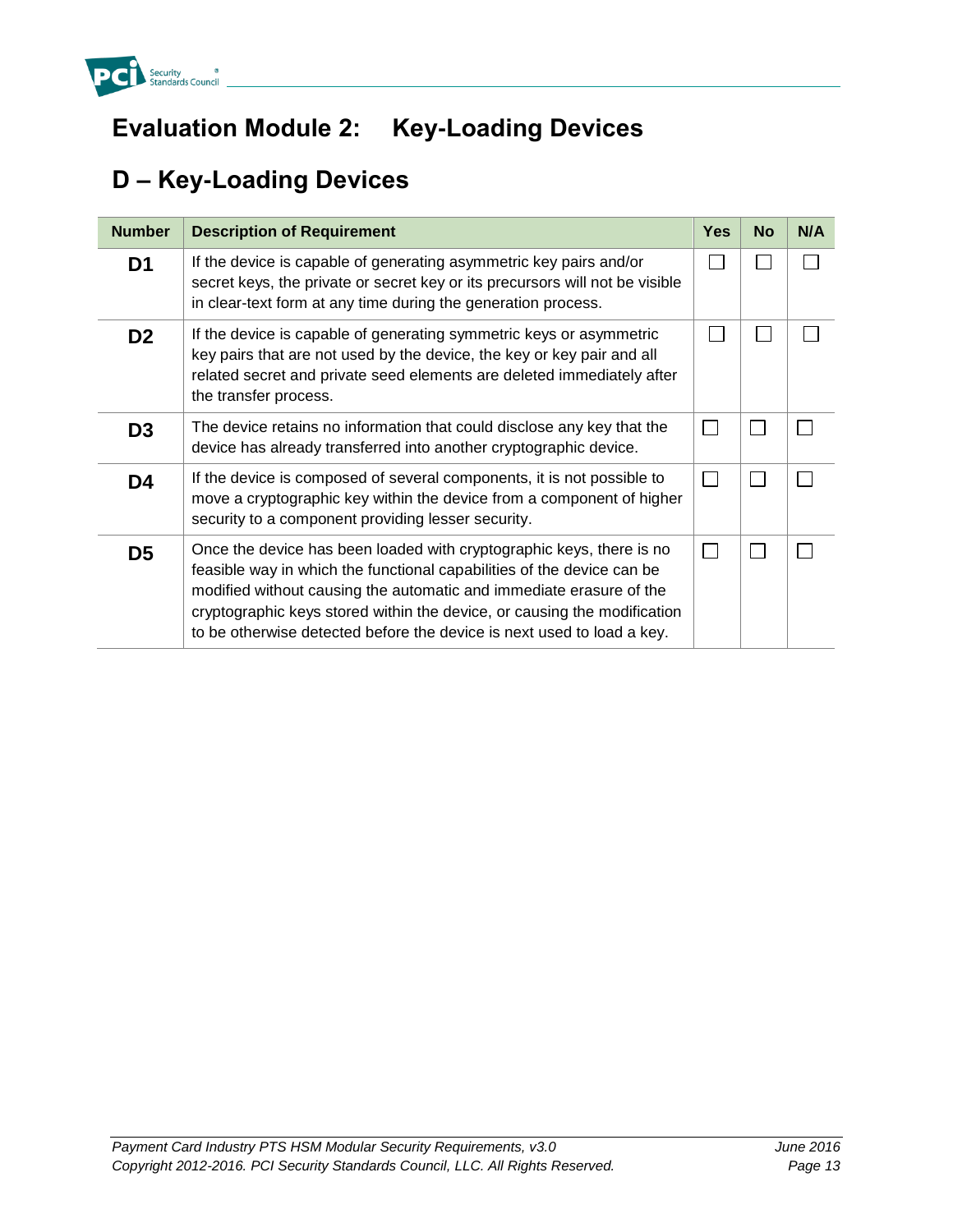# Evaluation Module 2: Key-Loading Devices

## D – Key-Loading Devices

| Number | Description of Requirement | Yes | No | N/A |
|---|---|---|---|---|
| **D1** | If the device is capable of generating asymmetric key pairs and/or secret keys, the private or secret key or its precursors will not be visible in clear-text form at any time during the generation process. | ☐ | ☐ | ☐ |
| **D2** | If the device is capable of generating symmetric keys or asymmetric key pairs that are not used by the device, the key or key pair and all related secret and private seed elements are deleted immediately after the transfer process. | ☐ | ☐ | ☐ |
| **D3** | The device retains no information that could disclose any key that the device has already transferred into another cryptographic device. | ☐ | ☐ | ☐ |
| **D4** | If the device is composed of several components, it is not possible to move a cryptographic key within the device from a component of higher security to a component providing lesser security. | ☐ | ☐ | ☐ |
| **D5** | Once the device has been loaded with cryptographic keys, there is no feasible way in which the functional capabilities of the device can be modified without causing the automatic and immediate erasure of the cryptographic keys stored within the device, or causing the modification to be otherwise detected before the device is next used to load a key. | ☐ | ☐ | ☐ |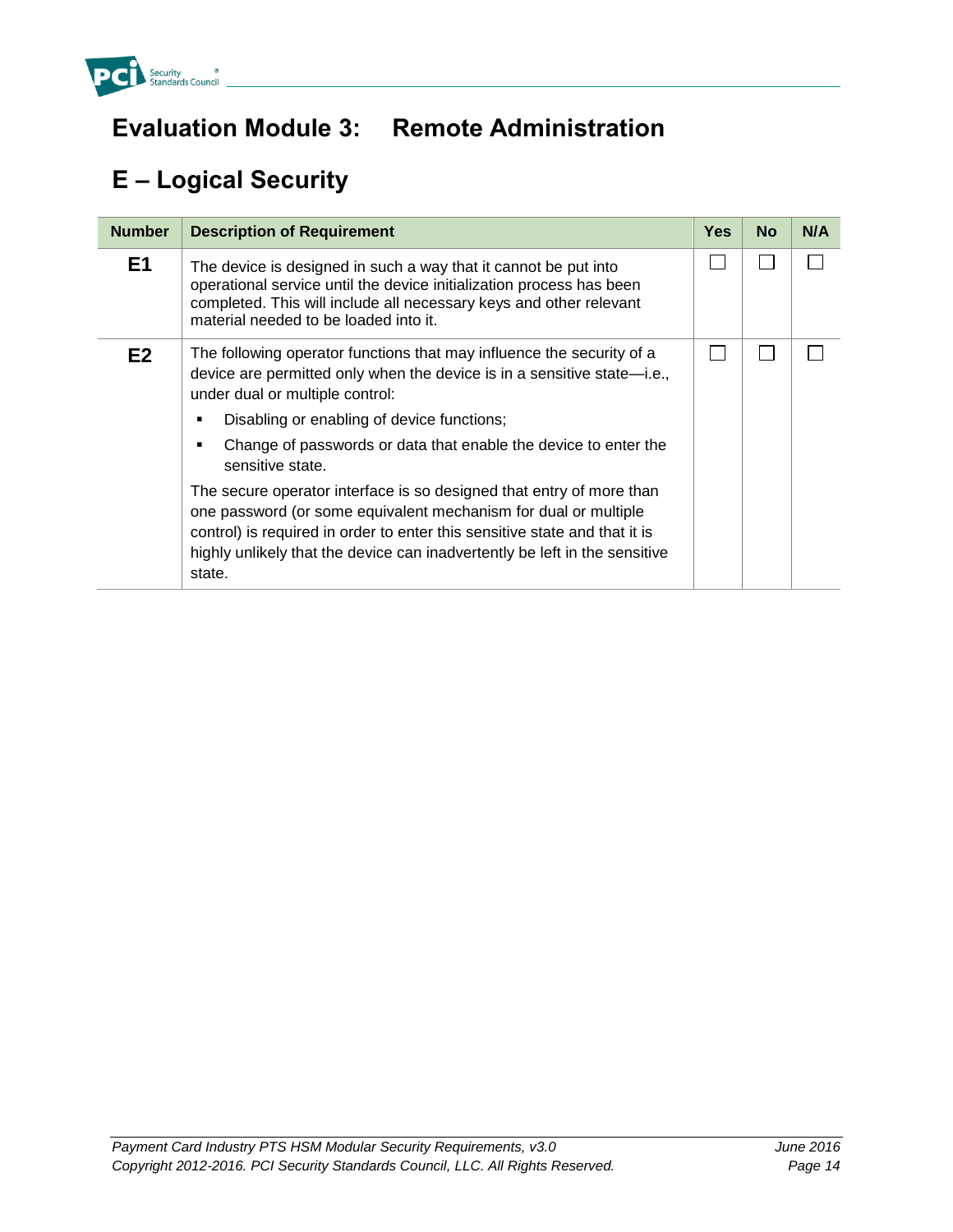# Evaluation Module 3: Remote Administration

## E – Logical Security

| Number | Description of Requirement | Yes | No | N/A |
|---|---|---|---|---|
| **E1** | The device is designed in such a way that it cannot be put into operational service until the device initialization process has been completed. This will include all necessary keys and other relevant material needed to be loaded into it. | ☐ | ☐ | ☐ |
| **E2** | The following operator functions that may influence the security of a device are permitted only when the device is in a sensitive state—i.e., under dual or multiple control:<br>▪ Disabling or enabling of device functions;<br>▪ Change of passwords or data that enable the device to enter the sensitive state.<br>The secure operator interface is so designed that entry of more than one password (or some equivalent mechanism for dual or multiple control) is required in order to enter this sensitive state and that it is highly unlikely that the device can inadvertently be left in the sensitive state. | ☐ | ☐ | ☐ |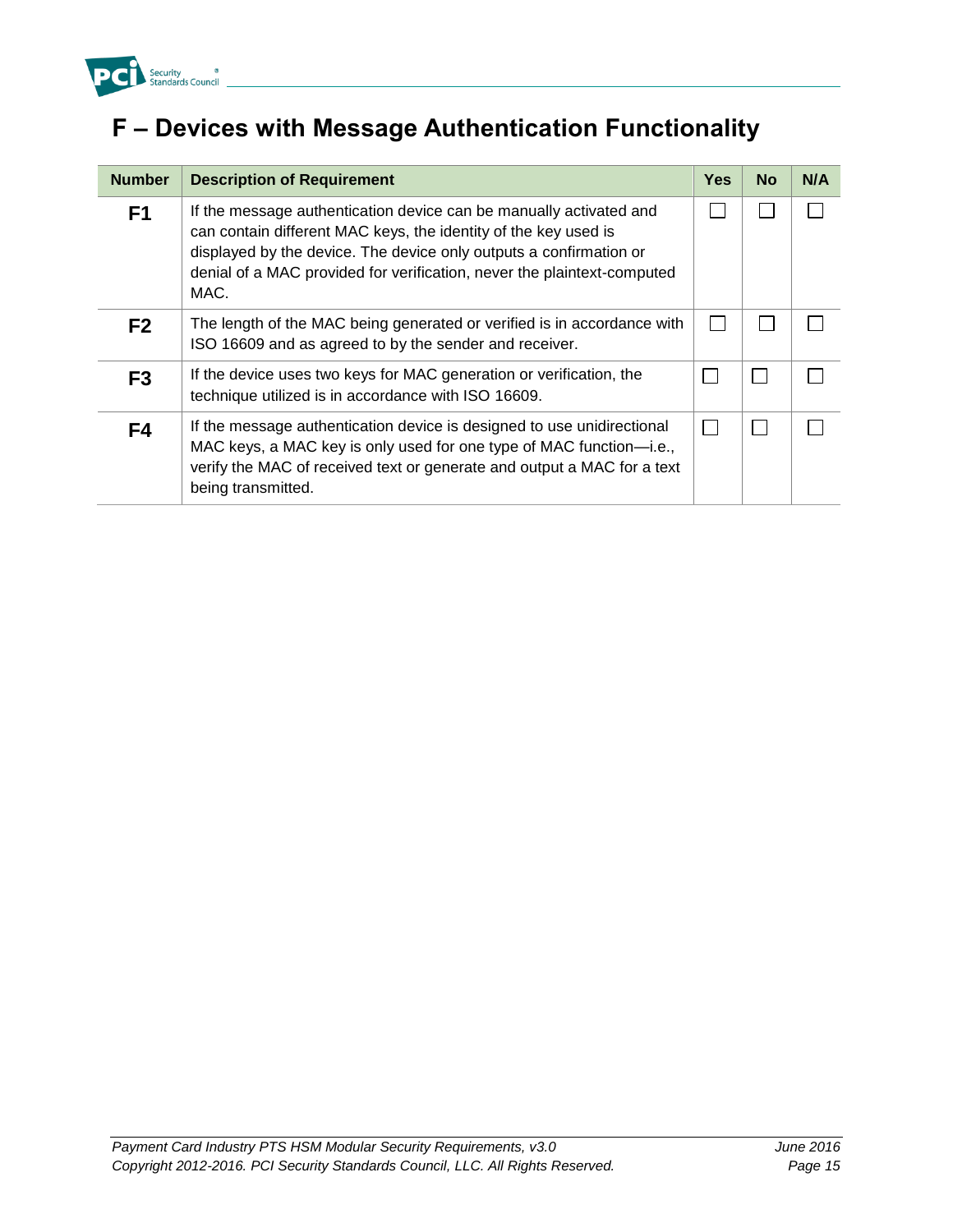# F – Devices with Message Authentication Functionality

| Number | Description of Requirement | Yes | No | N/A |
|---|---|---|---|---|
| **F1** | If the message authentication device can be manually activated and can contain different MAC keys, the identity of the key used is displayed by the device. The device only outputs a confirmation or denial of a MAC provided for verification, never the plaintext-computed MAC. | ☐ | ☐ | ☐ |
| **F2** | The length of the MAC being generated or verified is in accordance with ISO 16609 and as agreed to by the sender and receiver. | ☐ | ☐ | ☐ |
| **F3** | If the device uses two keys for MAC generation or verification, the technique utilized is in accordance with ISO 16609. | ☐ | ☐ | ☐ |
| **F4** | If the message authentication device is designed to use unidirectional MAC keys, a MAC key is only used for one type of MAC function—i.e., verify the MAC of received text or generate and output a MAC for a text being transmitted. | ☐ | ☐ | ☐ |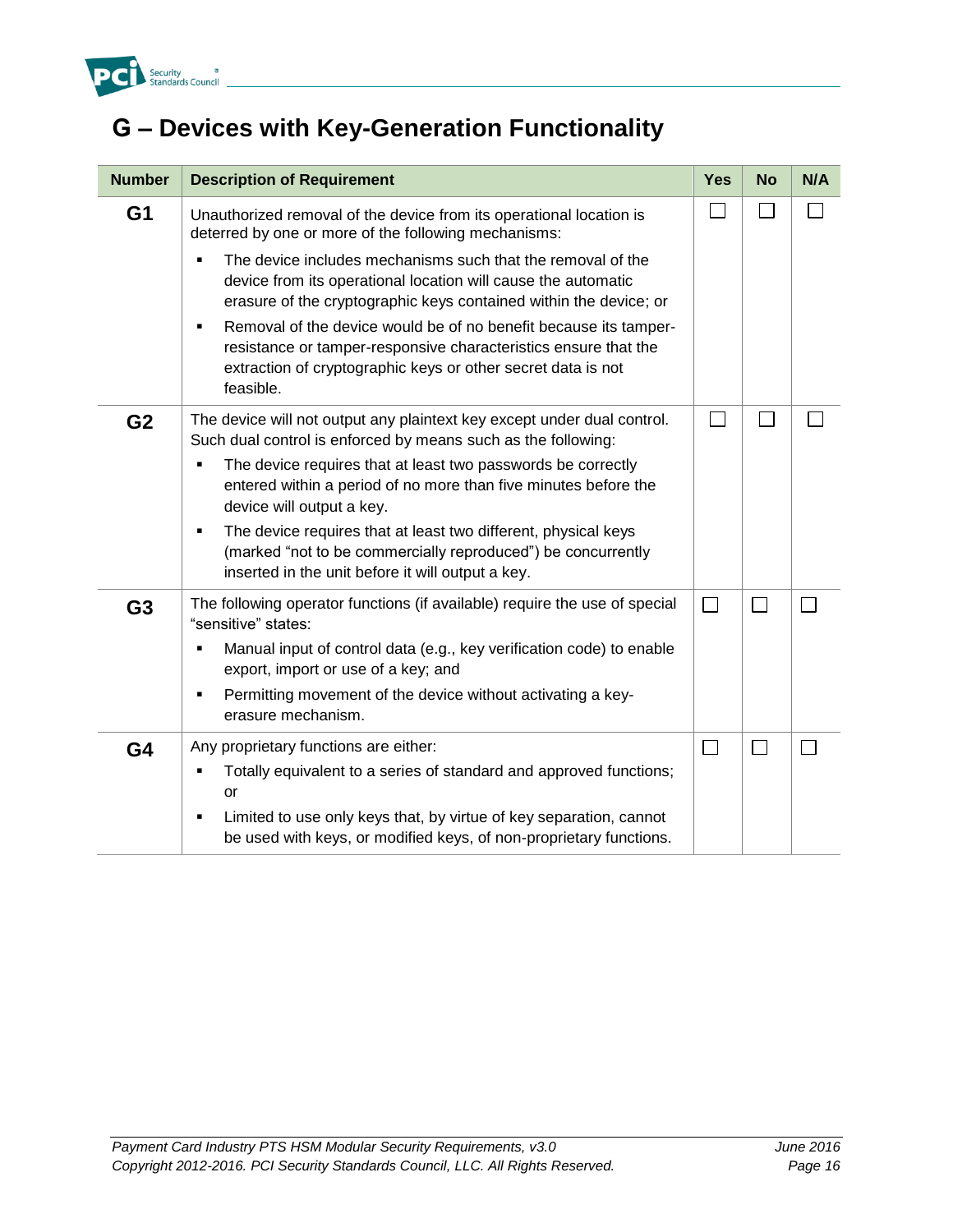## G – Devices with Key-Generation Functionality

| Number | Description of Requirement | Yes | No | N/A |
|---|---|---|---|---|
| G1 | Unauthorized removal of the device from its operational location is deterred by one or more of the following mechanisms:<br>▪ The device includes mechanisms such that the removal of the device from its operational location will cause the automatic erasure of the cryptographic keys contained within the device; or<br>▪ Removal of the device would be of no benefit because its tamper-resistance or tamper-responsive characteristics ensure that the extraction of cryptographic keys or other secret data is not feasible. | ☐ | ☐ | ☐ |
| G2 | The device will not output any plaintext key except under dual control. Such dual control is enforced by means such as the following:<br>▪ The device requires that at least two passwords be correctly entered within a period of no more than five minutes before the device will output a key.<br>▪ The device requires that at least two different, physical keys (marked "not to be commercially reproduced") be concurrently inserted in the unit before it will output a key. | ☐ | ☐ | ☐ |
| G3 | The following operator functions (if available) require the use of special "sensitive" states:<br>▪ Manual input of control data (e.g., key verification code) to enable export, import or use of a key; and<br>▪ Permitting movement of the device without activating a key-erasure mechanism. | ☐ | ☐ | ☐ |
| G4 | Any proprietary functions are either:<br>▪ Totally equivalent to a series of standard and approved functions; or<br>▪ Limited to use only keys that, by virtue of key separation, cannot be used with keys, or modified keys, of non-proprietary functions. | ☐ | ☐ | ☐ |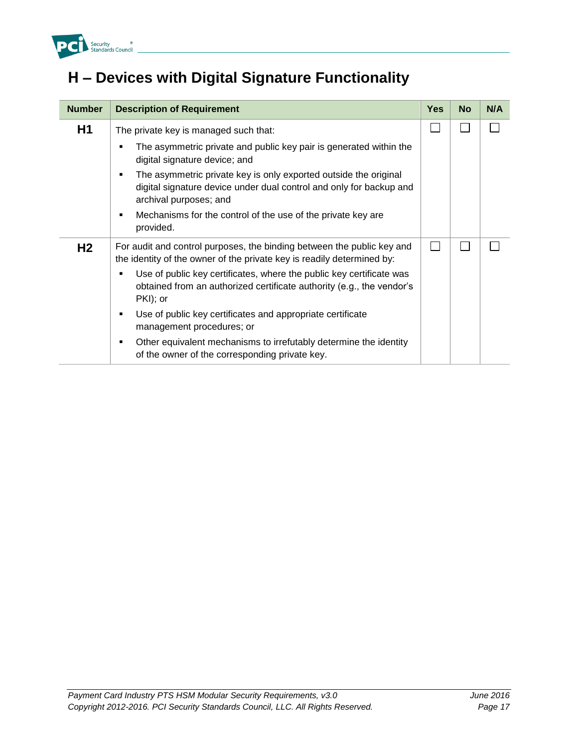# H – Devices with Digital Signature Functionality

| Number | Description of Requirement | Yes | No | N/A |
|---|---|---|---|---|
| **H1** | The private key is managed such that:<br>▪ The asymmetric private and public key pair is generated within the digital signature device; and<br>▪ The asymmetric private key is only exported outside the original digital signature device under dual control and only for backup and archival purposes; and<br>▪ Mechanisms for the control of the use of the private key are provided. | ☐ | ☐ | ☐ |
| **H2** | For audit and control purposes, the binding between the public key and the identity of the owner of the private key is readily determined by:<br>▪ Use of public key certificates, where the public key certificate was obtained from an authorized certificate authority (e.g., the vendor's PKI); or<br>▪ Use of public key certificates and appropriate certificate management procedures; or<br>▪ Other equivalent mechanisms to irrefutably determine the identity of the owner of the corresponding private key. | ☐ | ☐ | ☐ |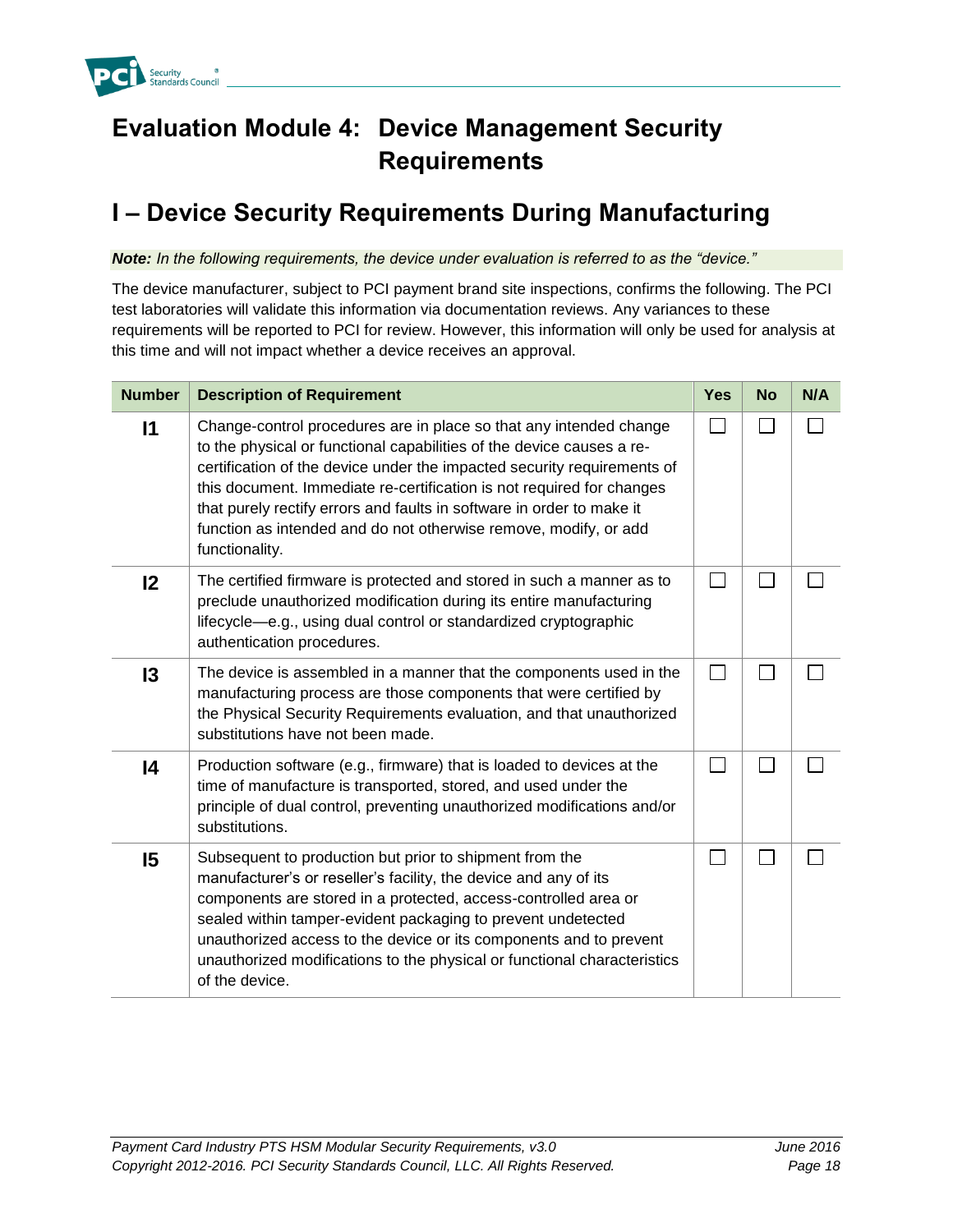# Evaluation Module 4: Device Management Security Requirements

## I – Device Security Requirements During Manufacturing

***Note:** In the following requirements, the device under evaluation is referred to as the "device."*

The device manufacturer, subject to PCI payment brand site inspections, confirms the following. The PCI test laboratories will validate this information via documentation reviews. Any variances to these requirements will be reported to PCI for review. However, this information will only be used for analysis at this time and will not impact whether a device receives an approval.

| Number | Description of Requirement | Yes | No | N/A |
|---|---|---|---|---|
| **I1** | Change-control procedures are in place so that any intended change to the physical or functional capabilities of the device causes a re-certification of the device under the impacted security requirements of this document. Immediate re-certification is not required for changes that purely rectify errors and faults in software in order to make it function as intended and do not otherwise remove, modify, or add functionality. | ☐ | ☐ | ☐ |
| **I2** | The certified firmware is protected and stored in such a manner as to preclude unauthorized modification during its entire manufacturing lifecycle—e.g., using dual control or standardized cryptographic authentication procedures. | ☐ | ☐ | ☐ |
| **I3** | The device is assembled in a manner that the components used in the manufacturing process are those components that were certified by the Physical Security Requirements evaluation, and that unauthorized substitutions have not been made. | ☐ | ☐ | ☐ |
| **I4** | Production software (e.g., firmware) that is loaded to devices at the time of manufacture is transported, stored, and used under the principle of dual control, preventing unauthorized modifications and/or substitutions. | ☐ | ☐ | ☐ |
| **I5** | Subsequent to production but prior to shipment from the manufacturer's or reseller's facility, the device and any of its components are stored in a protected, access-controlled area or sealed within tamper-evident packaging to prevent undetected unauthorized access to the device or its components and to prevent unauthorized modifications to the physical or functional characteristics of the device. | ☐ | ☐ | ☐ |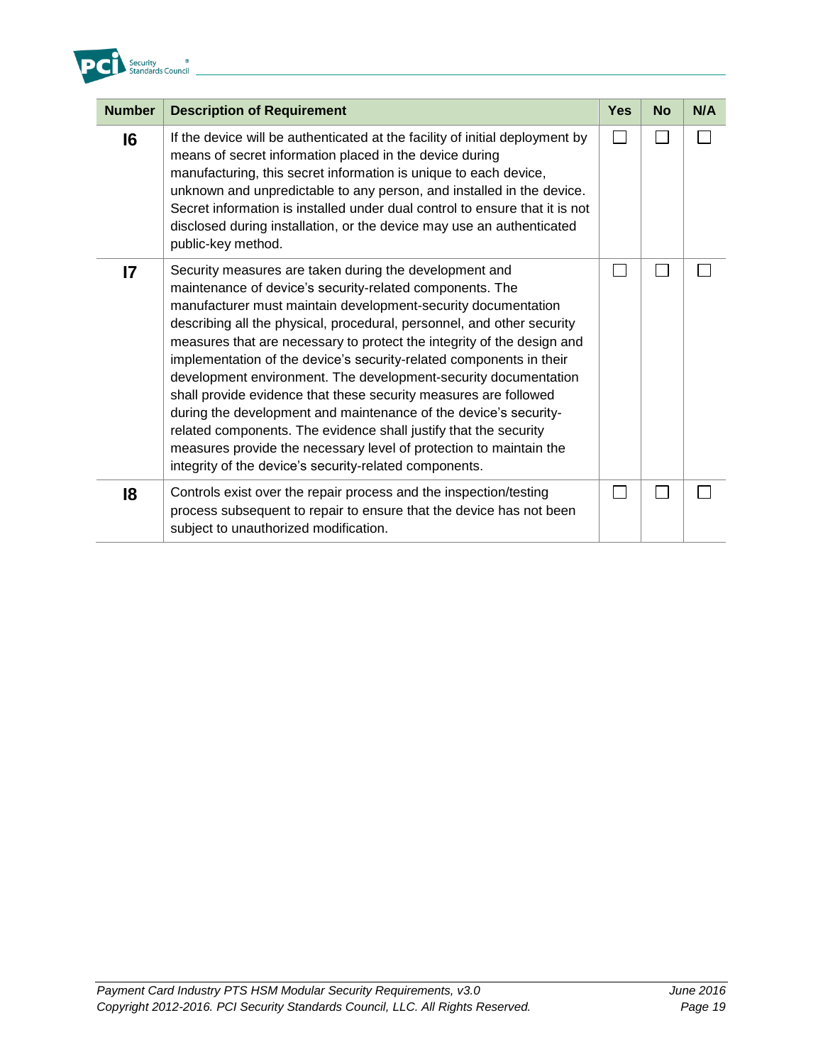| Number | Description of Requirement | Yes | No | N/A |
| --- | --- | --- | --- | --- |
| **I6** | If the device will be authenticated at the facility of initial deployment by means of secret information placed in the device during manufacturing, this secret information is unique to each device, unknown and unpredictable to any person, and installed in the device. Secret information is installed under dual control to ensure that it is not disclosed during installation, or the device may use an authenticated public-key method. | ☐ | ☐ | ☐ |
| **I7** | Security measures are taken during the development and maintenance of device's security-related components. The manufacturer must maintain development-security documentation describing all the physical, procedural, personnel, and other security measures that are necessary to protect the integrity of the design and implementation of the device's security-related components in their development environment. The development-security documentation shall provide evidence that these security measures are followed during the development and maintenance of the device's security-related components. The evidence shall justify that the security measures provide the necessary level of protection to maintain the integrity of the device's security-related components. | ☐ | ☐ | ☐ |
| **I8** | Controls exist over the repair process and the inspection/testing process subsequent to repair to ensure that the device has not been subject to unauthorized modification. | ☐ | ☐ | ☐ |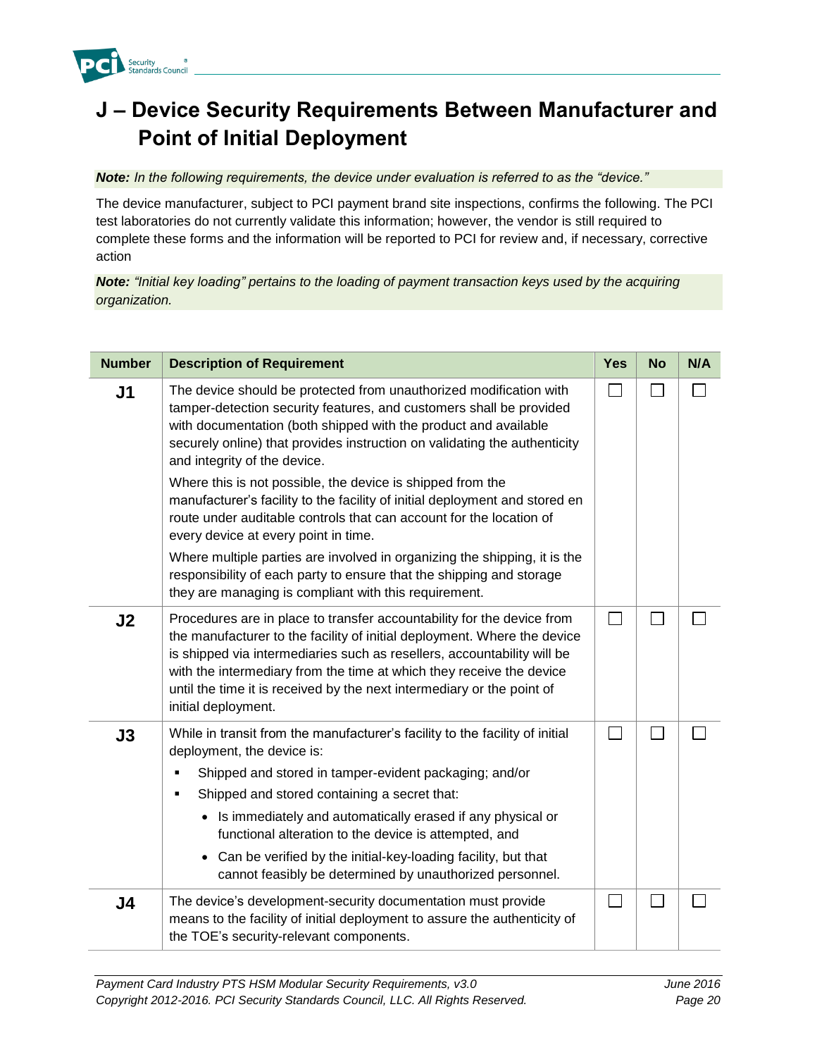# J – Device Security Requirements Between Manufacturer and Point of Initial Deployment

***Note:** In the following requirements, the device under evaluation is referred to as the "device."*

The device manufacturer, subject to PCI payment brand site inspections, confirms the following. The PCI test laboratories do not currently validate this information; however, the vendor is still required to complete these forms and the information will be reported to PCI for review and, if necessary, corrective action

***Note:** "Initial key loading" pertains to the loading of payment transaction keys used by the acquiring organization.*

| Number | Description of Requirement | Yes | No | N/A |
|---|---|---|---|---|
| **J1** | The device should be protected from unauthorized modification with tamper-detection security features, and customers shall be provided with documentation (both shipped with the product and available securely online) that provides instruction on validating the authenticity and integrity of the device.<br><br>Where this is not possible, the device is shipped from the manufacturer's facility to the facility of initial deployment and stored en route under auditable controls that can account for the location of every device at every point in time.<br><br>Where multiple parties are involved in organizing the shipping, it is the responsibility of each party to ensure that the shipping and storage they are managing is compliant with this requirement. | ☐ | ☐ | ☐ |
| **J2** | Procedures are in place to transfer accountability for the device from the manufacturer to the facility of initial deployment. Where the device is shipped via intermediaries such as resellers, accountability will be with the intermediary from the time at which they receive the device until the time it is received by the next intermediary or the point of initial deployment. | ☐ | ☐ | ☐ |
| **J3** | While in transit from the manufacturer's facility to the facility of initial deployment, the device is:<br>▪ Shipped and stored in tamper-evident packaging; and/or<br>▪ Shipped and stored containing a secret that:<br>&nbsp;&nbsp;• Is immediately and automatically erased if any physical or functional alteration to the device is attempted, and<br>&nbsp;&nbsp;• Can be verified by the initial-key-loading facility, but that cannot feasibly be determined by unauthorized personnel. | ☐ | ☐ | ☐ |
| **J4** | The device's development-security documentation must provide means to the facility of initial deployment to assure the authenticity of the TOE's security-relevant components. | ☐ | ☐ | ☐ |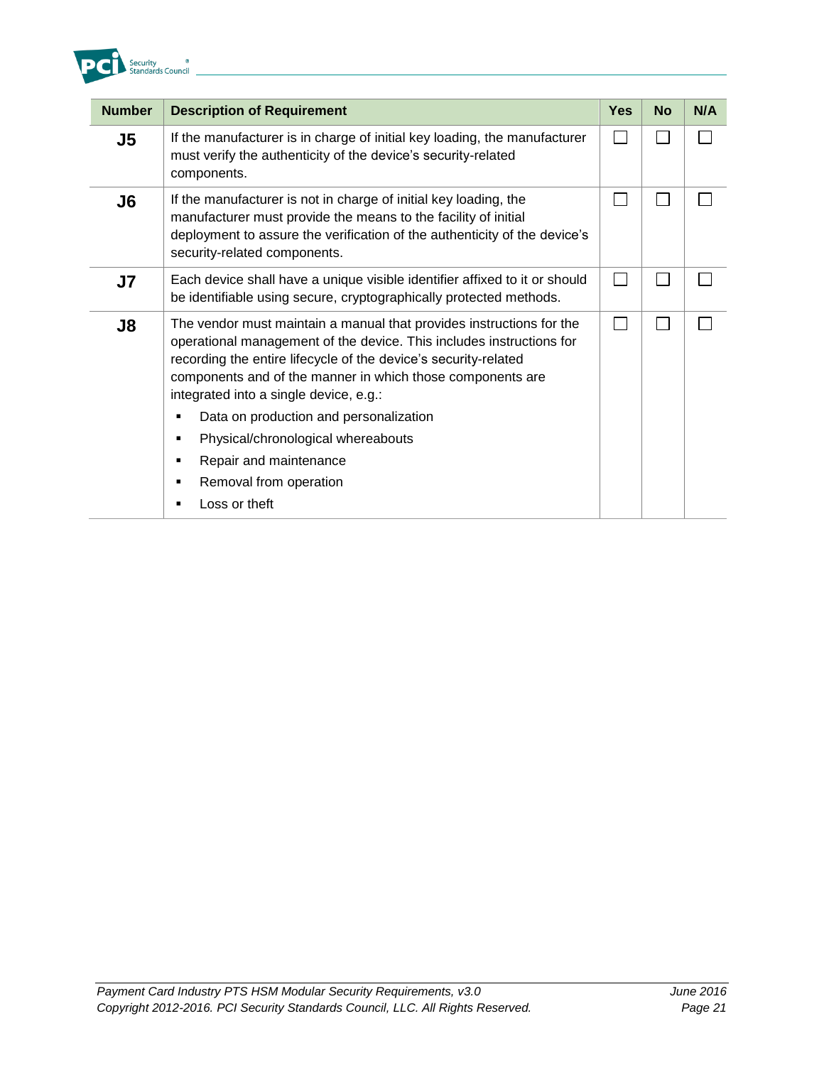| Number | Description of Requirement | Yes | No | N/A |
|---|---|---|---|---|
| **J5** | If the manufacturer is in charge of initial key loading, the manufacturer must verify the authenticity of the device's security-related components. | ☐ | ☐ | ☐ |
| **J6** | If the manufacturer is not in charge of initial key loading, the manufacturer must provide the means to the facility of initial deployment to assure the verification of the authenticity of the device's security-related components. | ☐ | ☐ | ☐ |
| **J7** | Each device shall have a unique visible identifier affixed to it or should be identifiable using secure, cryptographically protected methods. | ☐ | ☐ | ☐ |
| **J8** | The vendor must maintain a manual that provides instructions for the operational management of the device. This includes instructions for recording the entire lifecycle of the device's security-related components and of the manner in which those components are integrated into a single device, e.g.:<br>▪ Data on production and personalization<br>▪ Physical/chronological whereabouts<br>▪ Repair and maintenance<br>▪ Removal from operation<br>▪ Loss or theft | ☐ | ☐ | ☐ |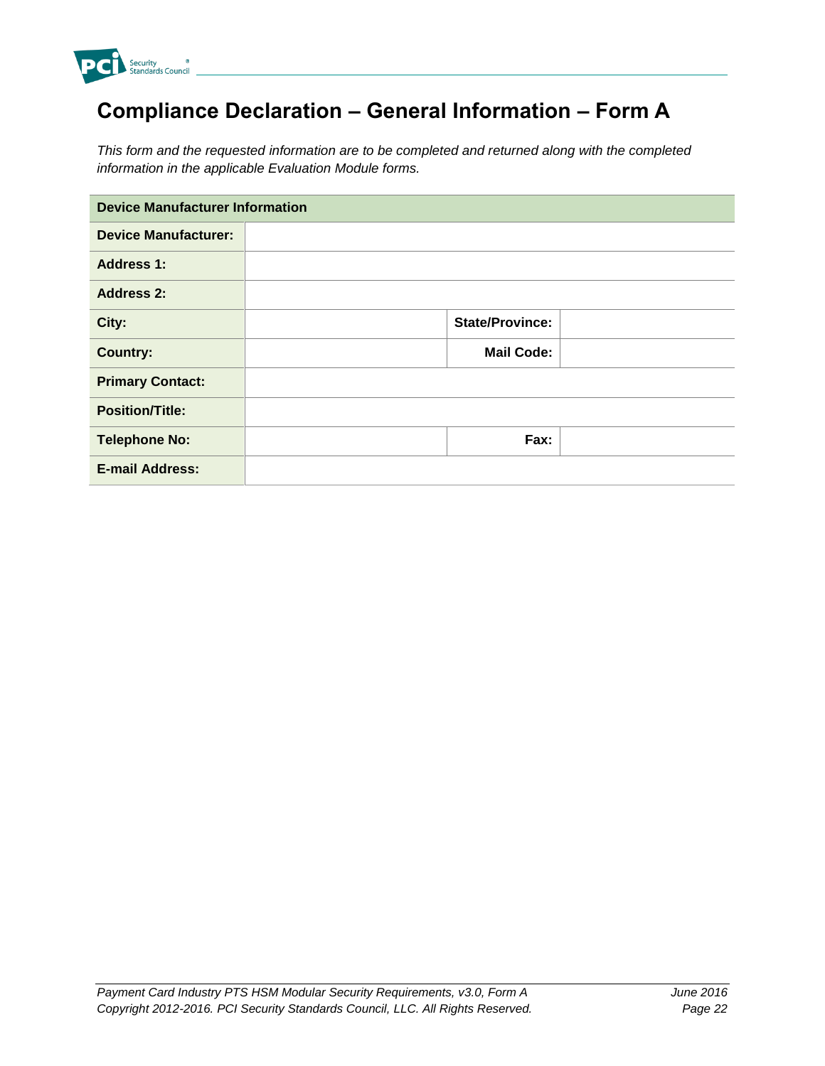# Compliance Declaration – General Information – Form A

*This form and the requested information are to be completed and returned along with the completed information in the applicable Evaluation Module forms.*

| **Device Manufacturer Information** | | | |
|---|---|---|---|
| **Device Manufacturer:** | | | |
| **Address 1:** | | | |
| **Address 2:** | | | |
| **City:** | | **State/Province:** | |
| **Country:** | | **Mail Code:** | |
| **Primary Contact:** | | | |
| **Position/Title:** | | | |
| **Telephone No:** | | **Fax:** | |
| **E-mail Address:** | | | |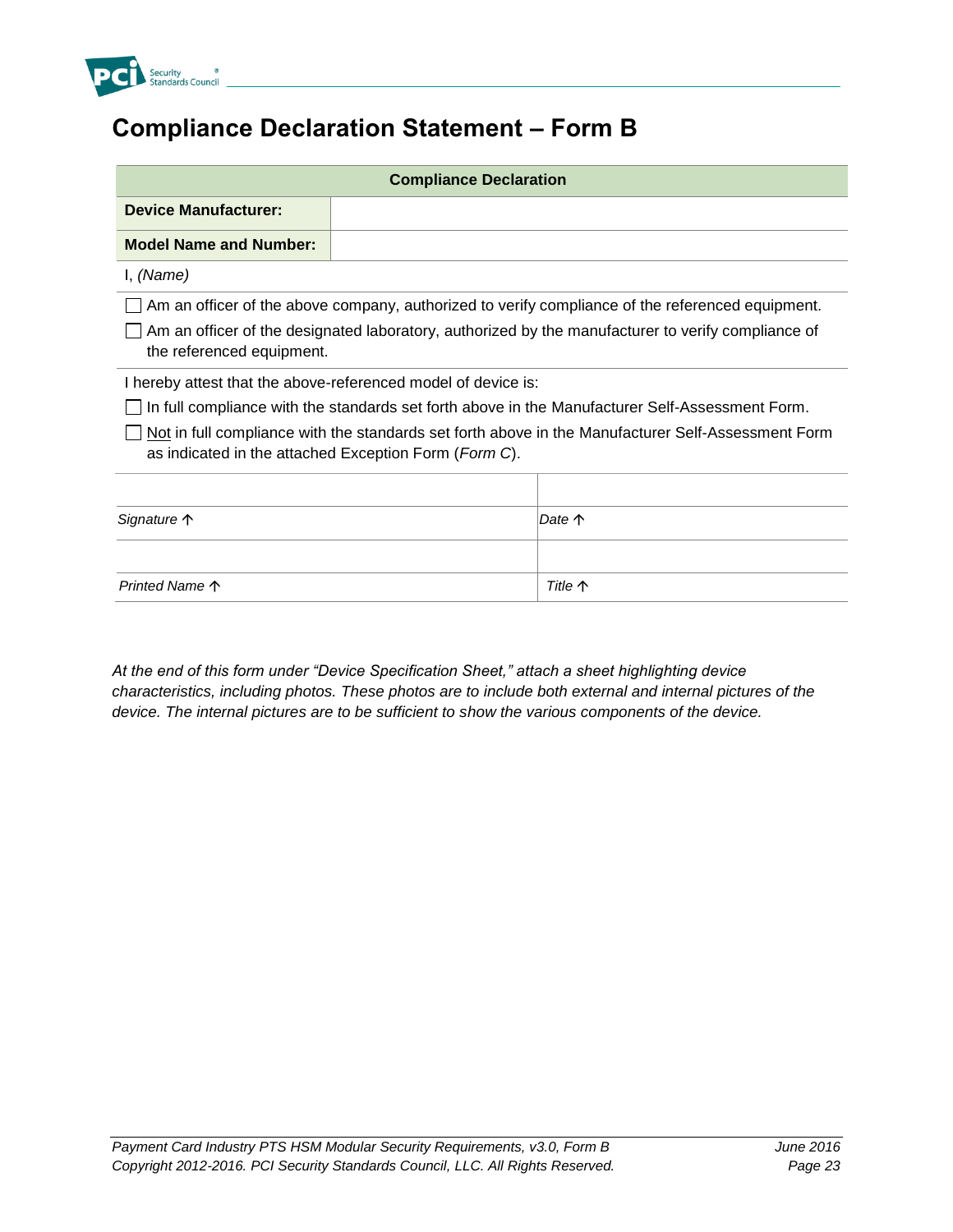# Compliance Declaration Statement – Form B

| Compliance Declaration | |
|---|---|
| **Device Manufacturer:** | |
| **Model Name and Number:** | |

I, *(Name)*

☐ Am an officer of the above company, authorized to verify compliance of the referenced equipment.

☐ Am an officer of the designated laboratory, authorized by the manufacturer to verify compliance of the referenced equipment.

I hereby attest that the above-referenced model of device is:

☐ In full compliance with the standards set forth above in the Manufacturer Self-Assessment Form.

☐ Not in full compliance with the standards set forth above in the Manufacturer Self-Assessment Form as indicated in the attached Exception Form (*Form C*).

| | |
|---|---|
| | |
| *Signature* ↑ | *Date* ↑ |
| | |
| *Printed Name* ↑ | *Title* ↑ |

*At the end of this form under "Device Specification Sheet," attach a sheet highlighting device characteristics, including photos. These photos are to include both external and internal pictures of the device. The internal pictures are to be sufficient to show the various components of the device.*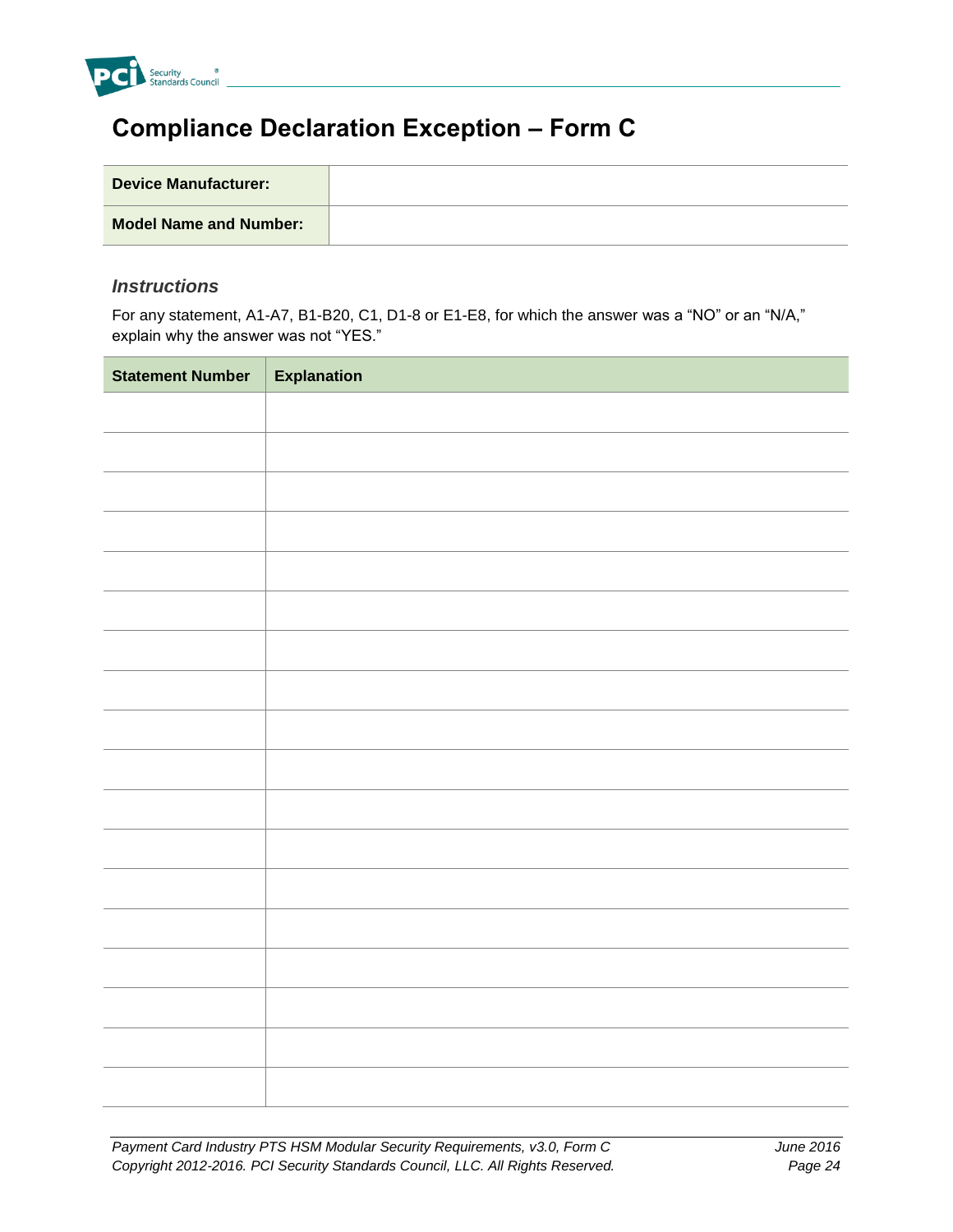# Compliance Declaration Exception – Form C

| **Device Manufacturer:** | |
|---|---|
| **Model Name and Number:** | |

### *Instructions*

For any statement, A1-A7, B1-B20, C1, D1-8 or E1-E8, for which the answer was a “NO” or an “N/A,” explain why the answer was not “YES.”

| Statement Number | Explanation |
|---|---|
| | |
| | |
| | |
| | |
| | |
| | |
| | |
| | |
| | |
| | |
| | |
| | |
| | |
| | |
| | |
| | |
| | |
| | |
| | |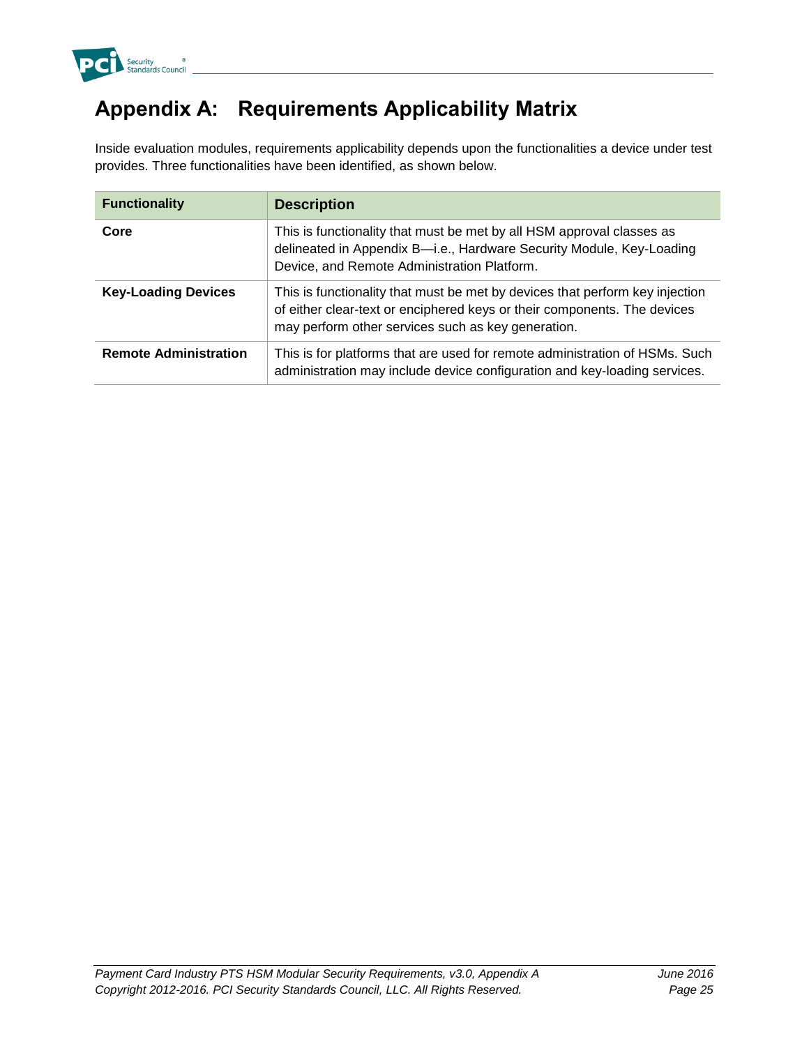# Appendix A: Requirements Applicability Matrix

Inside evaluation modules, requirements applicability depends upon the functionalities a device under test provides. Three functionalities have been identified, as shown below.

| Functionality | Description |
|---|---|
| **Core** | This is functionality that must be met by all HSM approval classes as delineated in Appendix B—i.e., Hardware Security Module, Key-Loading Device, and Remote Administration Platform. |
| **Key-Loading Devices** | This is functionality that must be met by devices that perform key injection of either clear-text or enciphered keys or their components. The devices may perform other services such as key generation. |
| **Remote Administration** | This is for platforms that are used for remote administration of HSMs. Such administration may include device configuration and key-loading services. |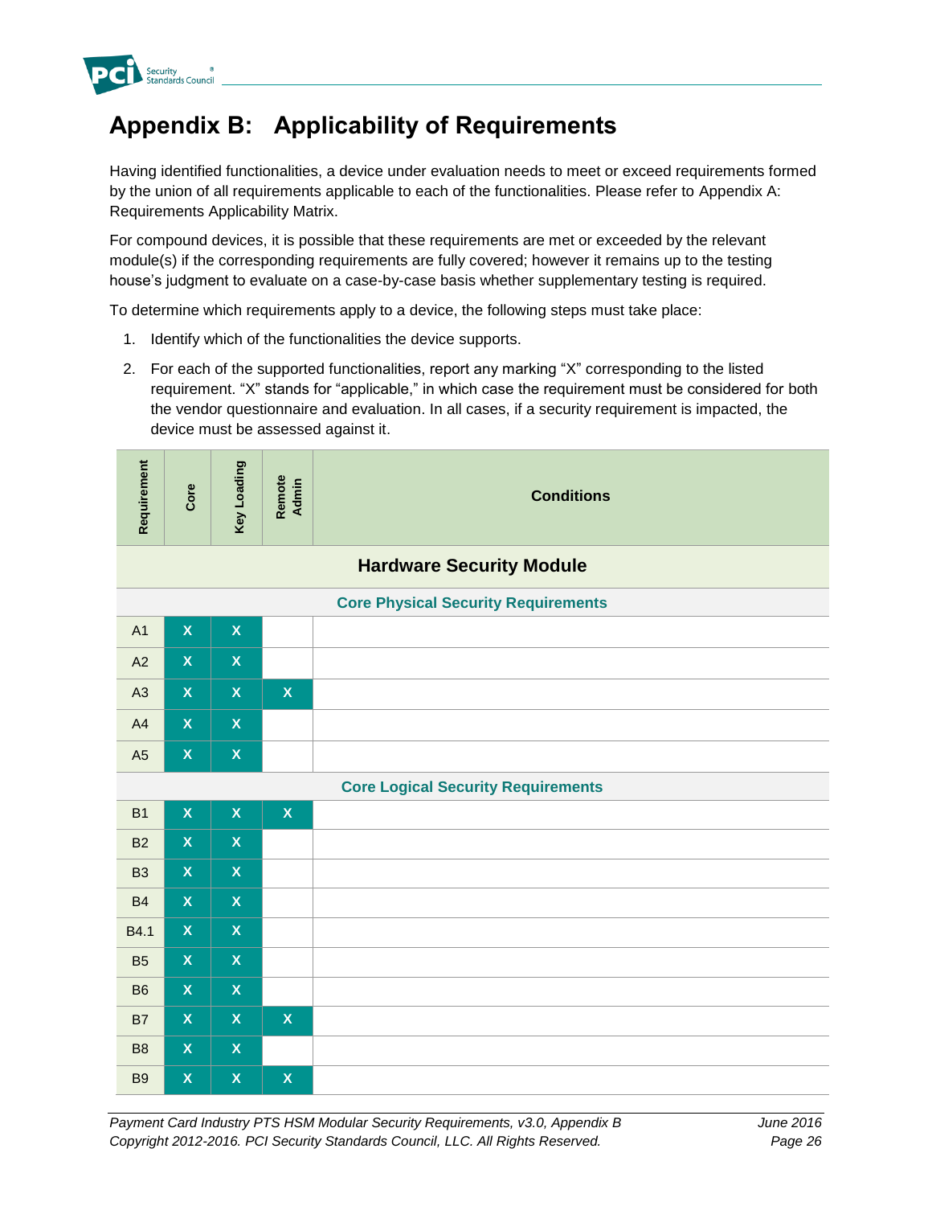# Appendix B: Applicability of Requirements

Having identified functionalities, a device under evaluation needs to meet or exceed requirements formed by the union of all requirements applicable to each of the functionalities. Please refer to Appendix A: Requirements Applicability Matrix.

For compound devices, it is possible that these requirements are met or exceeded by the relevant module(s) if the corresponding requirements are fully covered; however it remains up to the testing house's judgment to evaluate on a case-by-case basis whether supplementary testing is required.

To determine which requirements apply to a device, the following steps must take place:

1. Identify which of the functionalities the device supports.
2. For each of the supported functionalities, report any marking "X" corresponding to the listed requirement. "X" stands for "applicable," in which case the requirement must be considered for both the vendor questionnaire and evaluation. In all cases, if a security requirement is impacted, the device must be assessed against it.

| Requirement | Core | Key Loading | Remote Admin | Conditions |
|---|---|---|---|---|
| **Hardware Security Module** | | | | |
| **Core Physical Security Requirements** | | | | |
| A1 | X | X | | |
| A2 | X | X | | |
| A3 | X | X | X | |
| A4 | X | X | | |
| A5 | X | X | | |
| **Core Logical Security Requirements** | | | | |
| B1 | X | X | X | |
| B2 | X | X | | |
| B3 | X | X | | |
| B4 | X | X | | |
| B4.1 | X | X | | |
| B5 | X | X | | |
| B6 | X | X | | |
| B7 | X | X | X | |
| B8 | X | X | | |
| B9 | X | X | X | |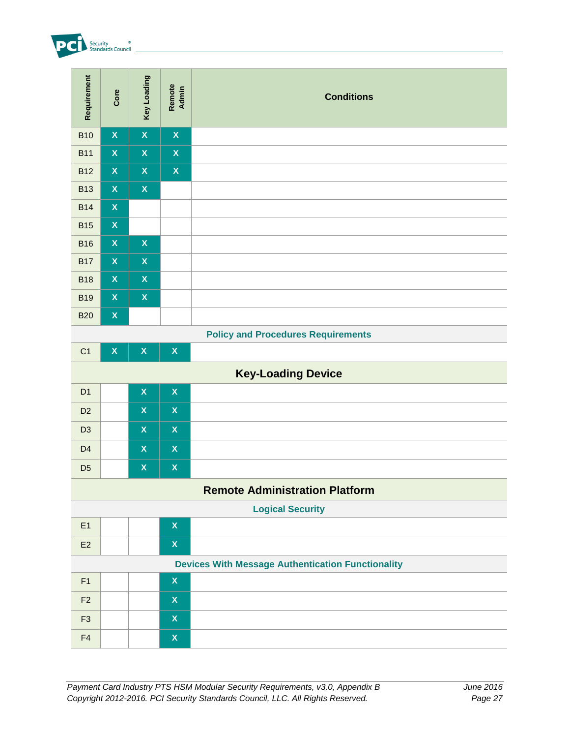| Requirement | Core | Key Loading | Remote Admin | Conditions |
|---|---|---|---|---|
| B10 | X | X | X | |
| B11 | X | X | X | |
| B12 | X | X | X | |
| B13 | X | X | | |
| B14 | X | | | |
| B15 | X | | | |
| B16 | X | X | | |
| B17 | X | X | | |
| B18 | X | X | | |
| B19 | X | X | | |
| B20 | X | | | |
| **Policy and Procedures Requirements** | | | | |
| C1 | X | X | X | |
| **Key-Loading Device** | | | | |
| D1 | | X | X | |
| D2 | | X | X | |
| D3 | | X | X | |
| D4 | | X | X | |
| D5 | | X | X | |
| **Remote Administration Platform** | | | | |
| **Logical Security** | | | | |
| E1 | | | X | |
| E2 | | | X | |
| **Devices With Message Authentication Functionality** | | | | |
| F1 | | | X | |
| F2 | | | X | |
| F3 | | | X | |
| F4 | | | X | |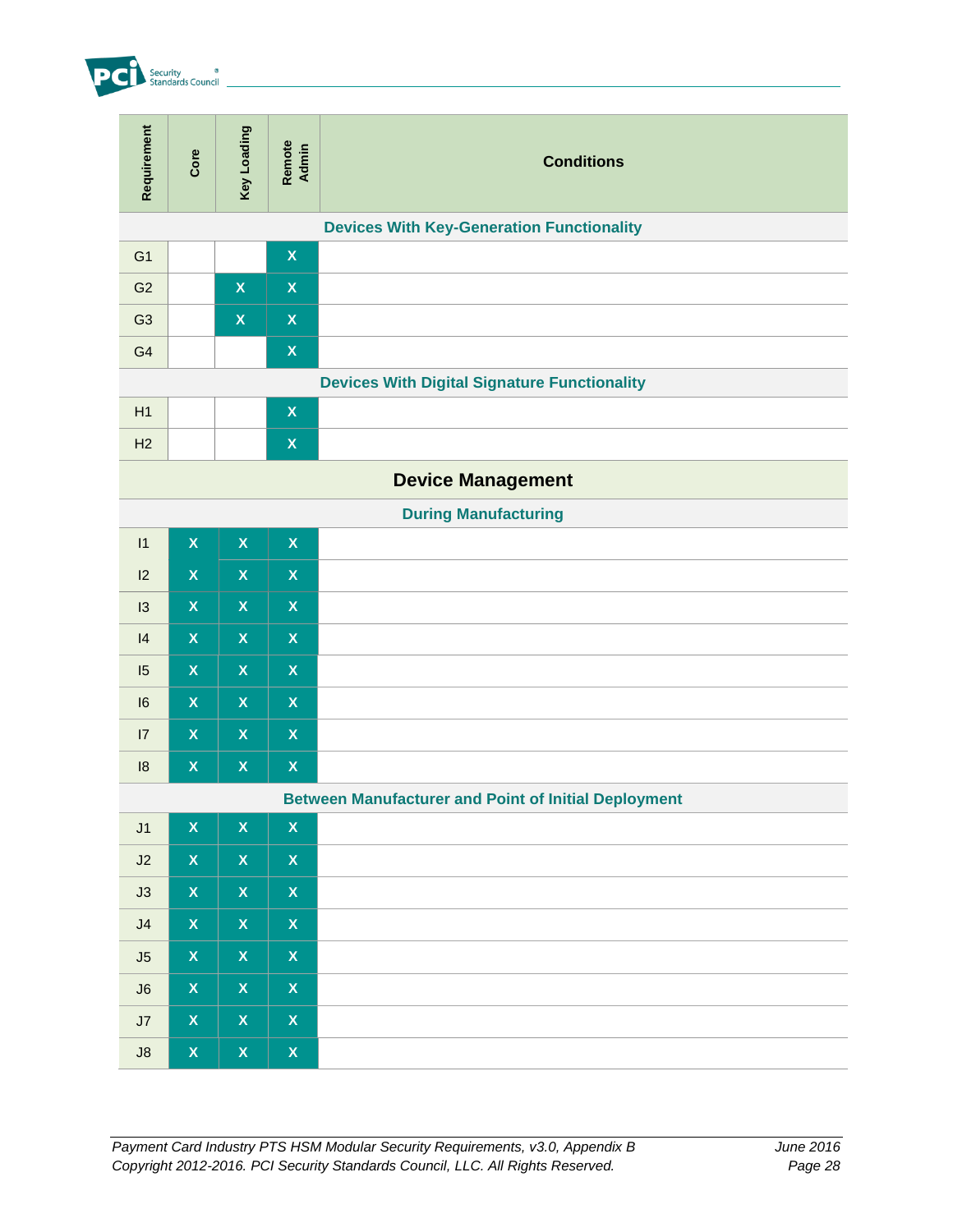| Requirement | Core | Key Loading | Remote Admin | Conditions |
|---|---|---|---|---|
| **Devices With Key-Generation Functionality** | | | | |
| G1 | | | X | |
| G2 | | X | X | |
| G3 | | X | X | |
| G4 | | | X | |
| **Devices With Digital Signature Functionality** | | | | |
| H1 | | | X | |
| H2 | | | X | |
| **Device Management** | | | | |
| **During Manufacturing** | | | | |
| I1 | X | X | X | |
| I2 | X | X | X | |
| I3 | X | X | X | |
| I4 | X | X | X | |
| I5 | X | X | X | |
| I6 | X | X | X | |
| I7 | X | X | X | |
| I8 | X | X | X | |
| **Between Manufacturer and Point of Initial Deployment** | | | | |
| J1 | X | X | X | |
| J2 | X | X | X | |
| J3 | X | X | X | |
| J4 | X | X | X | |
| J5 | X | X | X | |
| J6 | X | X | X | |
| J7 | X | X | X | |
| J8 | X | X | X | |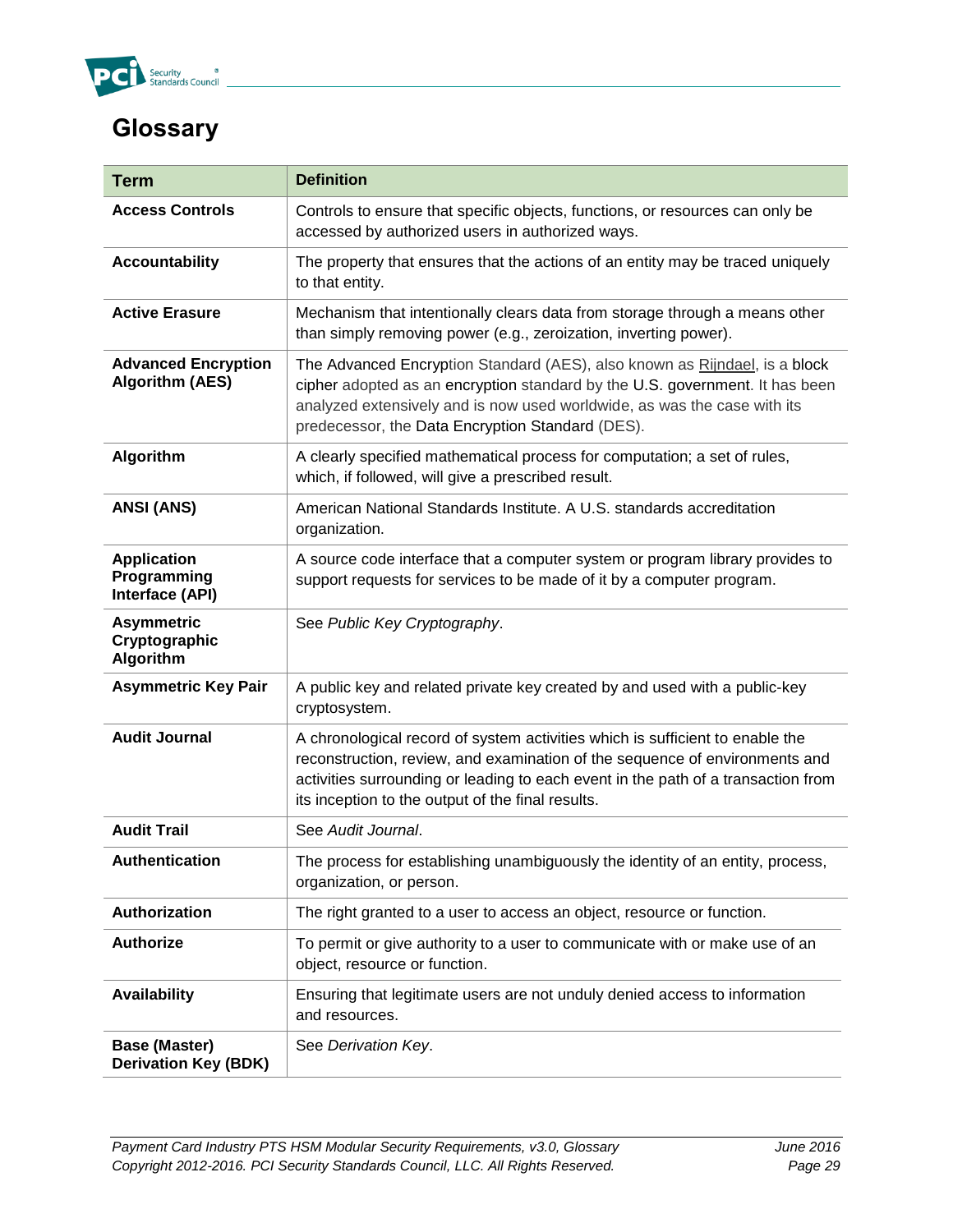# Glossary

| Term | Definition |
|---|---|
| **Access Controls** | Controls to ensure that specific objects, functions, or resources can only be accessed by authorized users in authorized ways. |
| **Accountability** | The property that ensures that the actions of an entity may be traced uniquely to that entity. |
| **Active Erasure** | Mechanism that intentionally clears data from storage through a means other than simply removing power (e.g., zeroization, inverting power). |
| **Advanced Encryption Algorithm (AES)** | The Advanced Encryption Standard (AES), also known as Rijndael, is a block cipher adopted as an encryption standard by the U.S. government. It has been analyzed extensively and is now used worldwide, as was the case with its predecessor, the Data Encryption Standard (DES). |
| **Algorithm** | A clearly specified mathematical process for computation; a set of rules, which, if followed, will give a prescribed result. |
| **ANSI (ANS)** | American National Standards Institute. A U.S. standards accreditation organization. |
| **Application Programming Interface (API)** | A source code interface that a computer system or program library provides to support requests for services to be made of it by a computer program. |
| **Asymmetric Cryptographic Algorithm** | See *Public Key Cryptography*. |
| **Asymmetric Key Pair** | A public key and related private key created by and used with a public-key cryptosystem. |
| **Audit Journal** | A chronological record of system activities which is sufficient to enable the reconstruction, review, and examination of the sequence of environments and activities surrounding or leading to each event in the path of a transaction from its inception to the output of the final results. |
| **Audit Trail** | See *Audit Journal*. |
| **Authentication** | The process for establishing unambiguously the identity of an entity, process, organization, or person. |
| **Authorization** | The right granted to a user to access an object, resource or function. |
| **Authorize** | To permit or give authority to a user to communicate with or make use of an object, resource or function. |
| **Availability** | Ensuring that legitimate users are not unduly denied access to information and resources. |
| **Base (Master) Derivation Key (BDK)** | See *Derivation Key*. |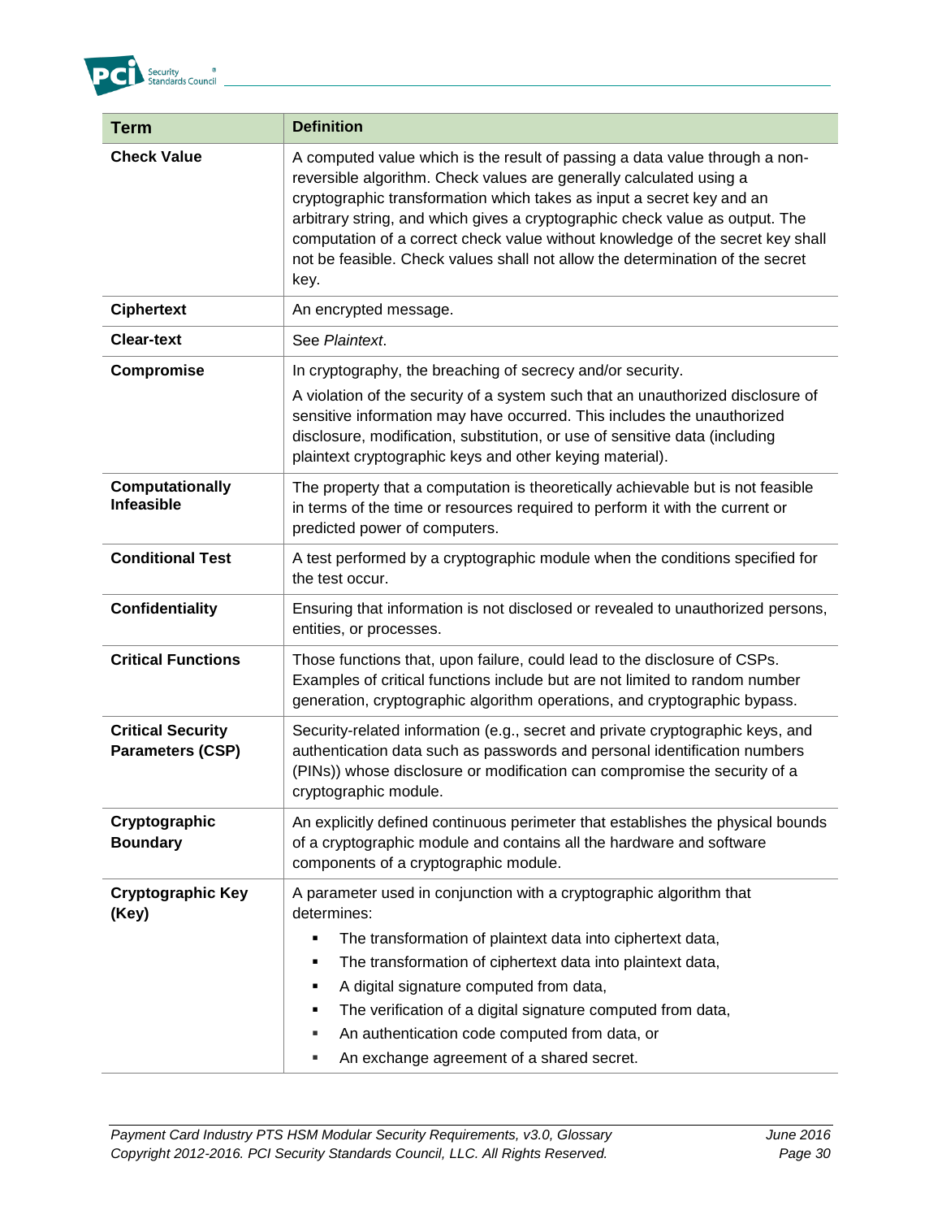| Term | Definition |
|---|---|
| **Check Value** | A computed value which is the result of passing a data value through a non-reversible algorithm. Check values are generally calculated using a cryptographic transformation which takes as input a secret key and an arbitrary string, and which gives a cryptographic check value as output. The computation of a correct check value without knowledge of the secret key shall not be feasible. Check values shall not allow the determination of the secret key. |
| **Ciphertext** | An encrypted message. |
| **Clear-text** | See *Plaintext*. |
| **Compromise** | In cryptography, the breaching of secrecy and/or security.<br><br>A violation of the security of a system such that an unauthorized disclosure of sensitive information may have occurred. This includes the unauthorized disclosure, modification, substitution, or use of sensitive data (including plaintext cryptographic keys and other keying material). |
| **Computationally Infeasible** | The property that a computation is theoretically achievable but is not feasible in terms of the time or resources required to perform it with the current or predicted power of computers. |
| **Conditional Test** | A test performed by a cryptographic module when the conditions specified for the test occur. |
| **Confidentiality** | Ensuring that information is not disclosed or revealed to unauthorized persons, entities, or processes. |
| **Critical Functions** | Those functions that, upon failure, could lead to the disclosure of CSPs. Examples of critical functions include but are not limited to random number generation, cryptographic algorithm operations, and cryptographic bypass. |
| **Critical Security Parameters (CSP)** | Security-related information (e.g., secret and private cryptographic keys, and authentication data such as passwords and personal identification numbers (PINs)) whose disclosure or modification can compromise the security of a cryptographic module. |
| **Cryptographic Boundary** | An explicitly defined continuous perimeter that establishes the physical bounds of a cryptographic module and contains all the hardware and software components of a cryptographic module. |
| **Cryptographic Key (Key)** | A parameter used in conjunction with a cryptographic algorithm that determines:<br>▪ The transformation of plaintext data into ciphertext data,<br>▪ The transformation of ciphertext data into plaintext data,<br>▪ A digital signature computed from data,<br>▪ The verification of a digital signature computed from data,<br>▪ An authentication code computed from data, or<br>▪ An exchange agreement of a shared secret. |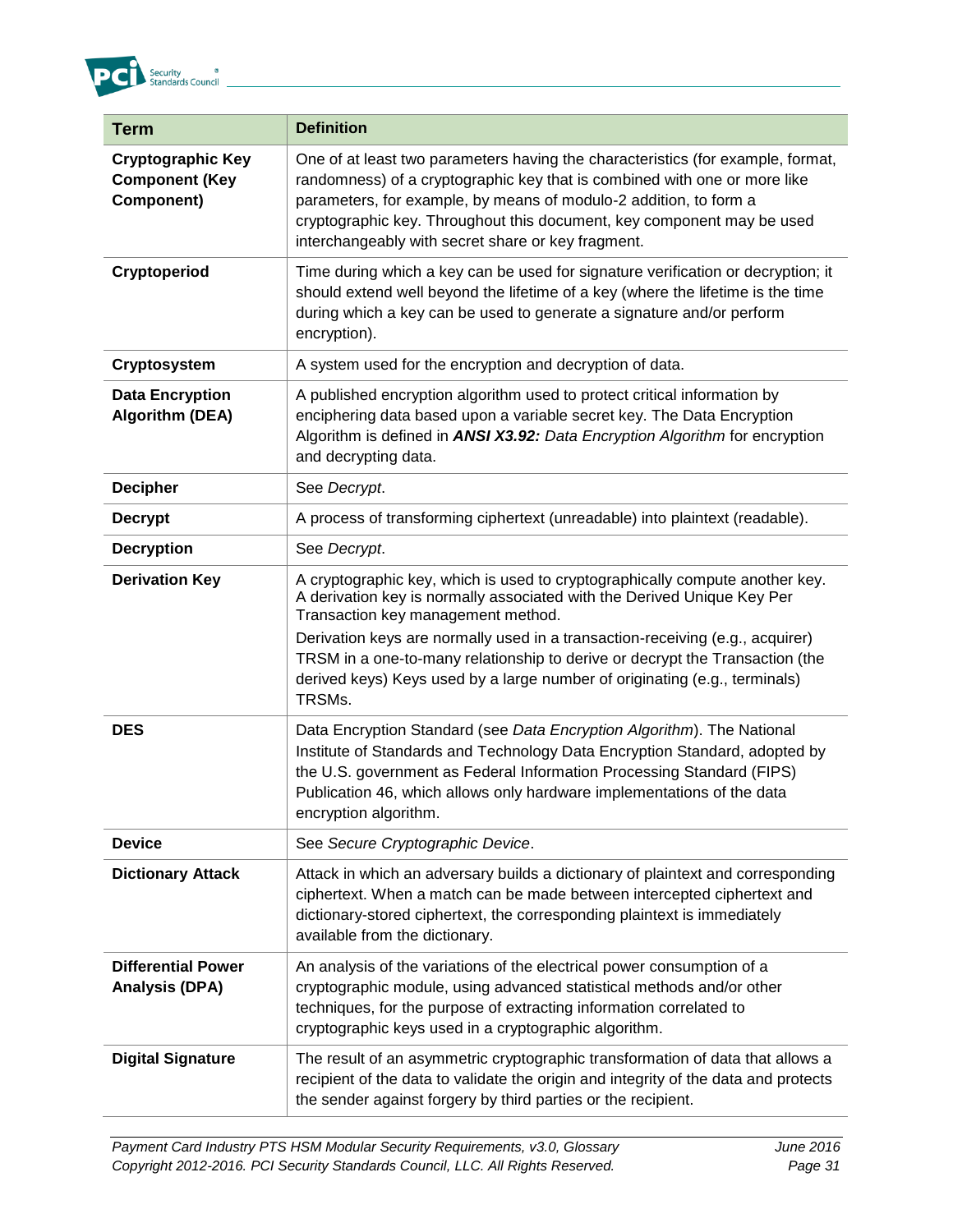| Term | Definition |
|---|---|
| **Cryptographic Key Component (Key Component)** | One of at least two parameters having the characteristics (for example, format, randomness) of a cryptographic key that is combined with one or more like parameters, for example, by means of modulo-2 addition, to form a cryptographic key. Throughout this document, key component may be used interchangeably with secret share or key fragment. |
| **Cryptoperiod** | Time during which a key can be used for signature verification or decryption; it should extend well beyond the lifetime of a key (where the lifetime is the time during which a key can be used to generate a signature and/or perform encryption). |
| **Cryptosystem** | A system used for the encryption and decryption of data. |
| **Data Encryption Algorithm (DEA)** | A published encryption algorithm used to protect critical information by enciphering data based upon a variable secret key. The Data Encryption Algorithm is defined in ***ANSI X3.92:*** *Data Encryption Algorithm* for encryption and decrypting data. |
| **Decipher** | See *Decrypt*. |
| **Decrypt** | A process of transforming ciphertext (unreadable) into plaintext (readable). |
| **Decryption** | See *Decrypt*. |
| **Derivation Key** | A cryptographic key, which is used to cryptographically compute another key. A derivation key is normally associated with the Derived Unique Key Per Transaction key management method.<br>Derivation keys are normally used in a transaction-receiving (e.g., acquirer) TRSM in a one-to-many relationship to derive or decrypt the Transaction (the derived keys) Keys used by a large number of originating (e.g., terminals) TRSMs. |
| **DES** | Data Encryption Standard (see *Data Encryption Algorithm*). The National Institute of Standards and Technology Data Encryption Standard, adopted by the U.S. government as Federal Information Processing Standard (FIPS) Publication 46, which allows only hardware implementations of the data encryption algorithm. |
| **Device** | See *Secure Cryptographic Device*. |
| **Dictionary Attack** | Attack in which an adversary builds a dictionary of plaintext and corresponding ciphertext. When a match can be made between intercepted ciphertext and dictionary-stored ciphertext, the corresponding plaintext is immediately available from the dictionary. |
| **Differential Power Analysis (DPA)** | An analysis of the variations of the electrical power consumption of a cryptographic module, using advanced statistical methods and/or other techniques, for the purpose of extracting information correlated to cryptographic keys used in a cryptographic algorithm. |
| **Digital Signature** | The result of an asymmetric cryptographic transformation of data that allows a recipient of the data to validate the origin and integrity of the data and protects the sender against forgery by third parties or the recipient. |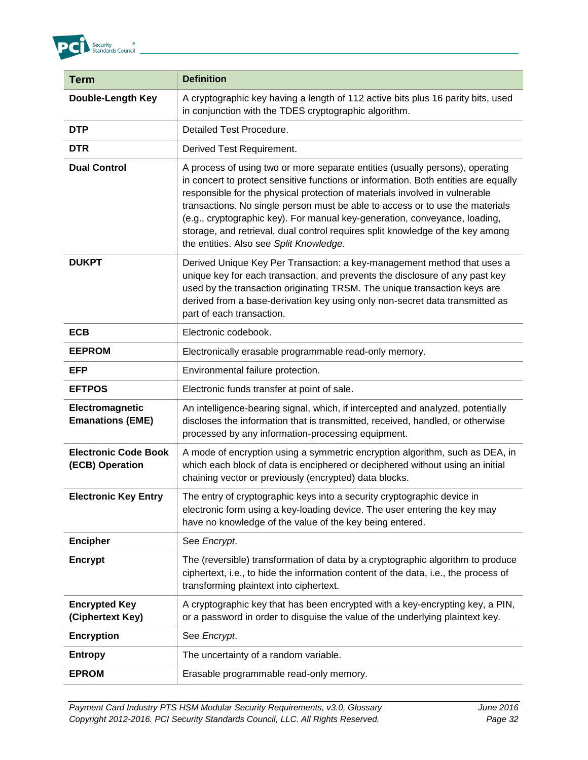| Term | Definition |
|---|---|
| **Double-Length Key** | A cryptographic key having a length of 112 active bits plus 16 parity bits, used in conjunction with the TDES cryptographic algorithm. |
| **DTP** | Detailed Test Procedure. |
| **DTR** | Derived Test Requirement. |
| **Dual Control** | A process of using two or more separate entities (usually persons), operating in concert to protect sensitive functions or information. Both entities are equally responsible for the physical protection of materials involved in vulnerable transactions. No single person must be able to access or to use the materials (e.g., cryptographic key). For manual key-generation, conveyance, loading, storage, and retrieval, dual control requires split knowledge of the key among the entities. Also see *Split Knowledge.* |
| **DUKPT** | Derived Unique Key Per Transaction: a key-management method that uses a unique key for each transaction, and prevents the disclosure of any past key used by the transaction originating TRSM. The unique transaction keys are derived from a base-derivation key using only non-secret data transmitted as part of each transaction. |
| **ECB** | Electronic codebook. |
| **EEPROM** | Electronically erasable programmable read-only memory. |
| **EFP** | Environmental failure protection. |
| **EFTPOS** | Electronic funds transfer at point of sale. |
| **Electromagnetic Emanations (EME)** | An intelligence-bearing signal, which, if intercepted and analyzed, potentially discloses the information that is transmitted, received, handled, or otherwise processed by any information-processing equipment. |
| **Electronic Code Book (ECB) Operation** | A mode of encryption using a symmetric encryption algorithm, such as DEA, in which each block of data is enciphered or deciphered without using an initial chaining vector or previously (encrypted) data blocks. |
| **Electronic Key Entry** | The entry of cryptographic keys into a security cryptographic device in electronic form using a key-loading device. The user entering the key may have no knowledge of the value of the key being entered. |
| **Encipher** | See *Encrypt*. |
| **Encrypt** | The (reversible) transformation of data by a cryptographic algorithm to produce ciphertext, i.e., to hide the information content of the data, i.e., the process of transforming plaintext into ciphertext. |
| **Encrypted Key (Ciphertext Key)** | A cryptographic key that has been encrypted with a key-encrypting key, a PIN, or a password in order to disguise the value of the underlying plaintext key. |
| **Encryption** | See *Encrypt*. |
| **Entropy** | The uncertainty of a random variable. |
| **EPROM** | Erasable programmable read-only memory. |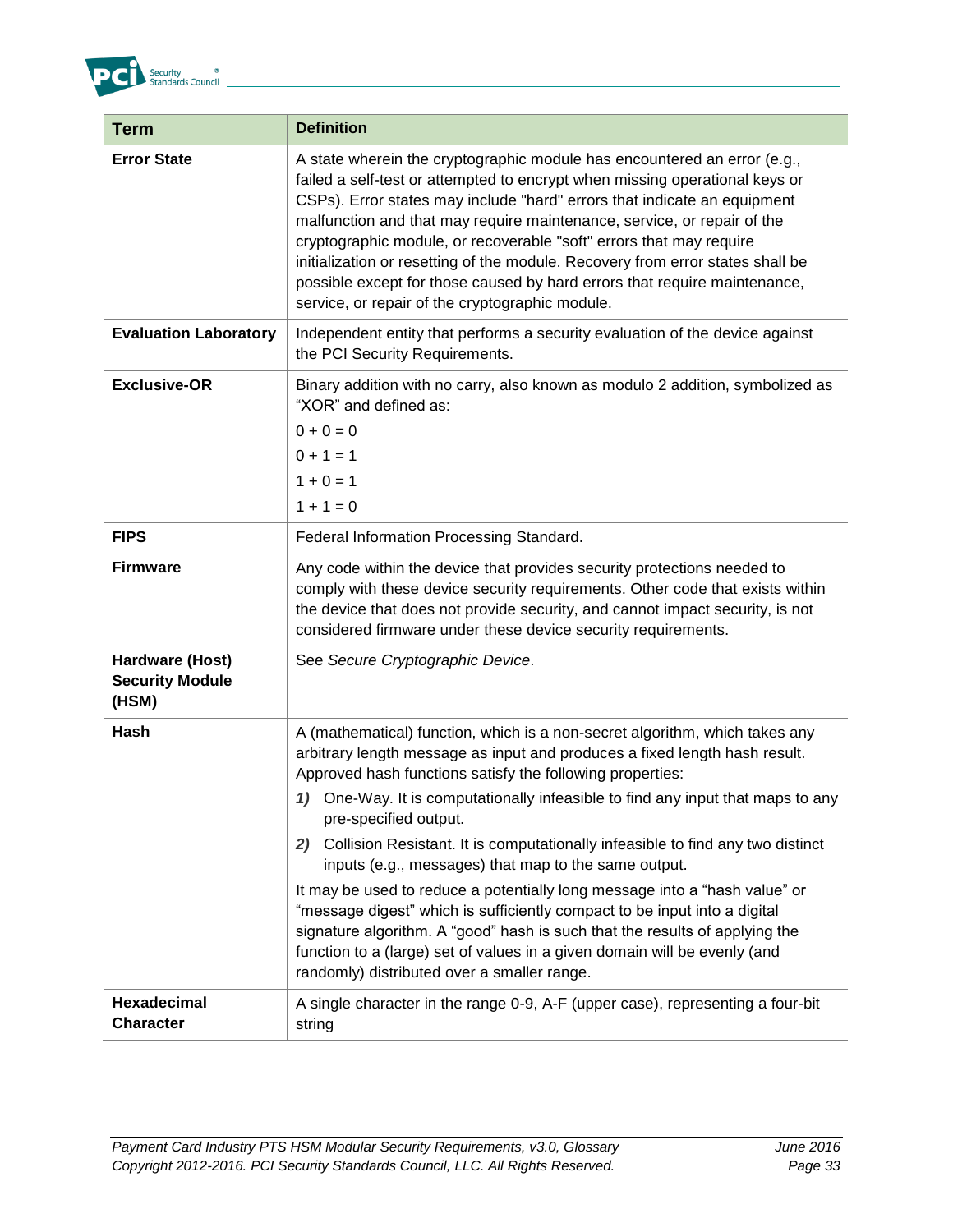| Term | Definition |
|---|---|
| **Error State** | A state wherein the cryptographic module has encountered an error (e.g., failed a self-test or attempted to encrypt when missing operational keys or CSPs). Error states may include "hard" errors that indicate an equipment malfunction and that may require maintenance, service, or repair of the cryptographic module, or recoverable "soft" errors that may require initialization or resetting of the module. Recovery from error states shall be possible except for those caused by hard errors that require maintenance, service, or repair of the cryptographic module. |
| **Evaluation Laboratory** | Independent entity that performs a security evaluation of the device against the PCI Security Requirements. |
| **Exclusive-OR** | Binary addition with no carry, also known as modulo 2 addition, symbolized as "XOR" and defined as:<br>0 + 0 = 0<br>0 + 1 = 1<br>1 + 0 = 1<br>1 + 1 = 0 |
| **FIPS** | Federal Information Processing Standard. |
| **Firmware** | Any code within the device that provides security protections needed to comply with these device security requirements. Other code that exists within the device that does not provide security, and cannot impact security, is not considered firmware under these device security requirements. |
| **Hardware (Host) Security Module (HSM)** | See *Secure Cryptographic Device*. |
| **Hash** | A (mathematical) function, which is a non-secret algorithm, which takes any arbitrary length message as input and produces a fixed length hash result. Approved hash functions satisfy the following properties:<br>*1)* One-Way. It is computationally infeasible to find any input that maps to any pre-specified output.<br>*2)* Collision Resistant. It is computationally infeasible to find any two distinct inputs (e.g., messages) that map to the same output.<br>It may be used to reduce a potentially long message into a "hash value" or "message digest" which is sufficiently compact to be input into a digital signature algorithm. A "good" hash is such that the results of applying the function to a (large) set of values in a given domain will be evenly (and randomly) distributed over a smaller range. |
| **Hexadecimal Character** | A single character in the range 0-9, A-F (upper case), representing a four-bit string |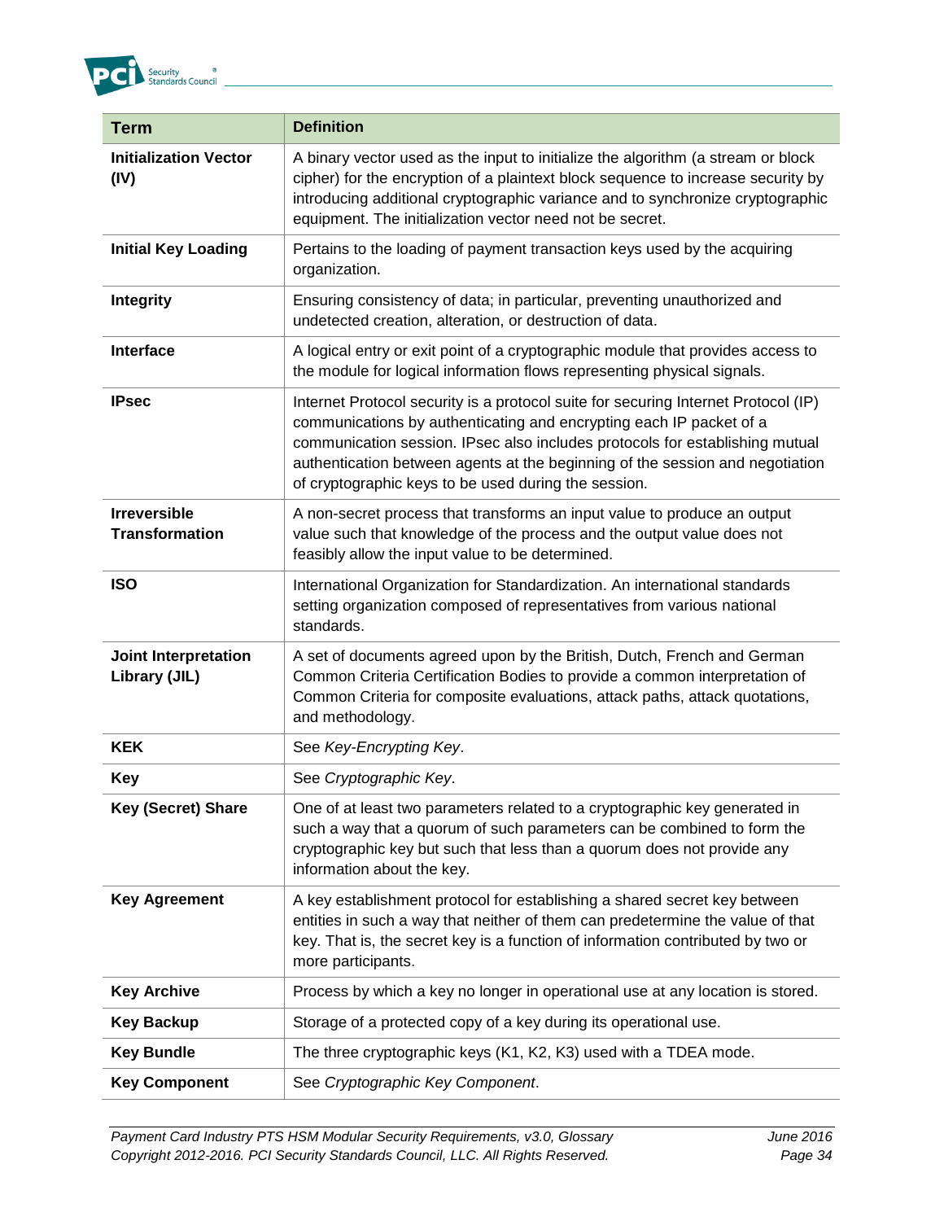| Term | Definition |
|---|---|
| **Initialization Vector (IV)** | A binary vector used as the input to initialize the algorithm (a stream or block cipher) for the encryption of a plaintext block sequence to increase security by introducing additional cryptographic variance and to synchronize cryptographic equipment. The initialization vector need not be secret. |
| **Initial Key Loading** | Pertains to the loading of payment transaction keys used by the acquiring organization. |
| **Integrity** | Ensuring consistency of data; in particular, preventing unauthorized and undetected creation, alteration, or destruction of data. |
| **Interface** | A logical entry or exit point of a cryptographic module that provides access to the module for logical information flows representing physical signals. |
| **IPsec** | Internet Protocol security is a protocol suite for securing Internet Protocol (IP) communications by authenticating and encrypting each IP packet of a communication session. IPsec also includes protocols for establishing mutual authentication between agents at the beginning of the session and negotiation of cryptographic keys to be used during the session. |
| **Irreversible Transformation** | A non-secret process that transforms an input value to produce an output value such that knowledge of the process and the output value does not feasibly allow the input value to be determined. |
| **ISO** | International Organization for Standardization. An international standards setting organization composed of representatives from various national standards. |
| **Joint Interpretation Library (JIL)** | A set of documents agreed upon by the British, Dutch, French and German Common Criteria Certification Bodies to provide a common interpretation of Common Criteria for composite evaluations, attack paths, attack quotations, and methodology. |
| **KEK** | See *Key-Encrypting Key*. |
| **Key** | See *Cryptographic Key*. |
| **Key (Secret) Share** | One of at least two parameters related to a cryptographic key generated in such a way that a quorum of such parameters can be combined to form the cryptographic key but such that less than a quorum does not provide any information about the key. |
| **Key Agreement** | A key establishment protocol for establishing a shared secret key between entities in such a way that neither of them can predetermine the value of that key. That is, the secret key is a function of information contributed by two or more participants. |
| **Key Archive** | Process by which a key no longer in operational use at any location is stored. |
| **Key Backup** | Storage of a protected copy of a key during its operational use. |
| **Key Bundle** | The three cryptographic keys (K1, K2, K3) used with a TDEA mode. |
| **Key Component** | See *Cryptographic Key Component*. |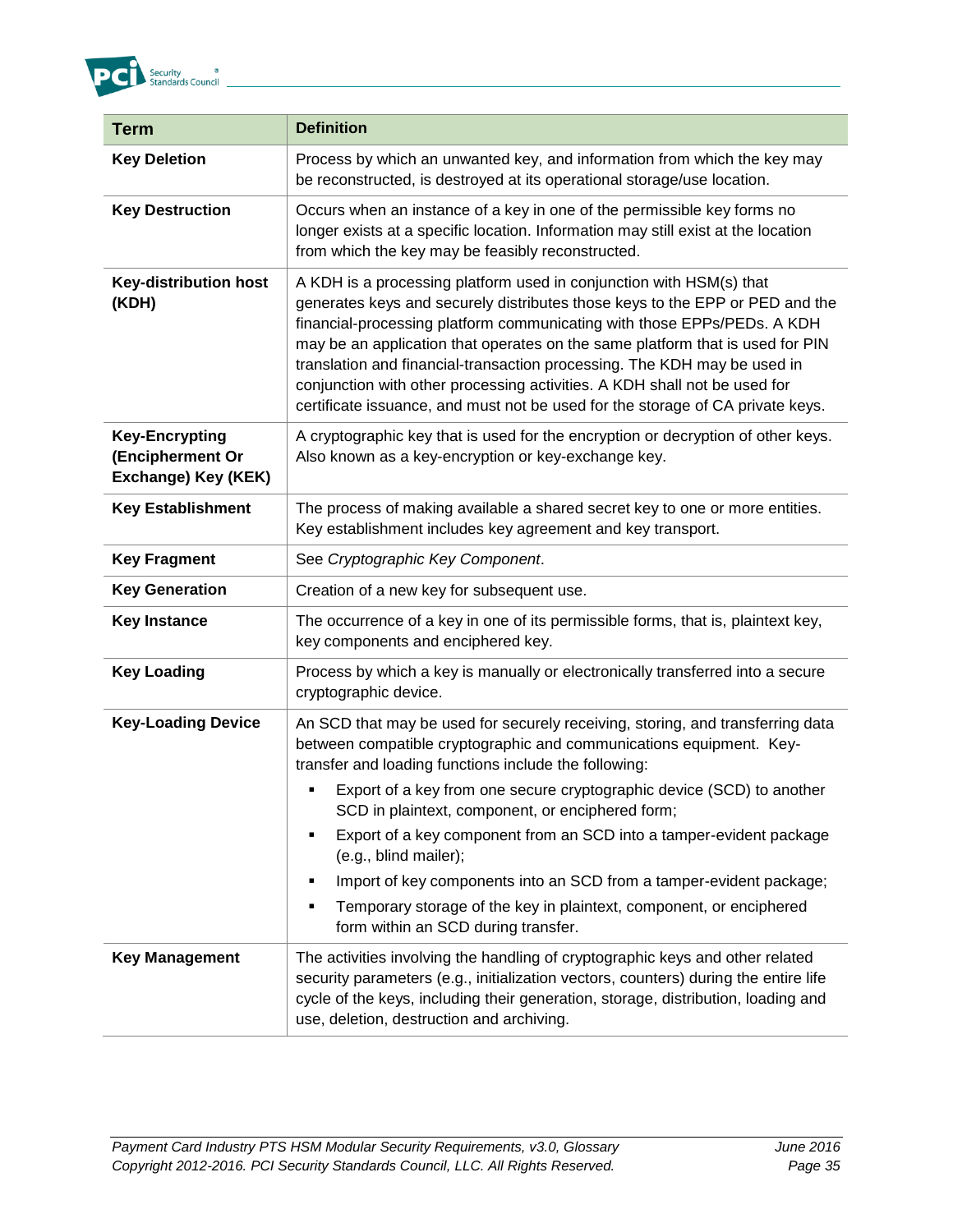| Term | Definition |
|---|---|
| **Key Deletion** | Process by which an unwanted key, and information from which the key may be reconstructed, is destroyed at its operational storage/use location. |
| **Key Destruction** | Occurs when an instance of a key in one of the permissible key forms no longer exists at a specific location. Information may still exist at the location from which the key may be feasibly reconstructed. |
| **Key-distribution host (KDH)** | A KDH is a processing platform used in conjunction with HSM(s) that generates keys and securely distributes those keys to the EPP or PED and the financial-processing platform communicating with those EPPs/PEDs. A KDH may be an application that operates on the same platform that is used for PIN translation and financial-transaction processing. The KDH may be used in conjunction with other processing activities. A KDH shall not be used for certificate issuance, and must not be used for the storage of CA private keys. |
| **Key-Encrypting (Encipherment Or Exchange) Key (KEK)** | A cryptographic key that is used for the encryption or decryption of other keys. Also known as a key-encryption or key-exchange key. |
| **Key Establishment** | The process of making available a shared secret key to one or more entities. Key establishment includes key agreement and key transport. |
| **Key Fragment** | See *Cryptographic Key Component*. |
| **Key Generation** | Creation of a new key for subsequent use. |
| **Key Instance** | The occurrence of a key in one of its permissible forms, that is, plaintext key, key components and enciphered key. |
| **Key Loading** | Process by which a key is manually or electronically transferred into a secure cryptographic device. |
| **Key-Loading Device** | An SCD that may be used for securely receiving, storing, and transferring data between compatible cryptographic and communications equipment. Key-transfer and loading functions include the following:<br>▪ Export of a key from one secure cryptographic device (SCD) to another SCD in plaintext, component, or enciphered form;<br>▪ Export of a key component from an SCD into a tamper-evident package (e.g., blind mailer);<br>▪ Import of key components into an SCD from a tamper-evident package;<br>▪ Temporary storage of the key in plaintext, component, or enciphered form within an SCD during transfer. |
| **Key Management** | The activities involving the handling of cryptographic keys and other related security parameters (e.g., initialization vectors, counters) during the entire life cycle of the keys, including their generation, storage, distribution, loading and use, deletion, destruction and archiving. |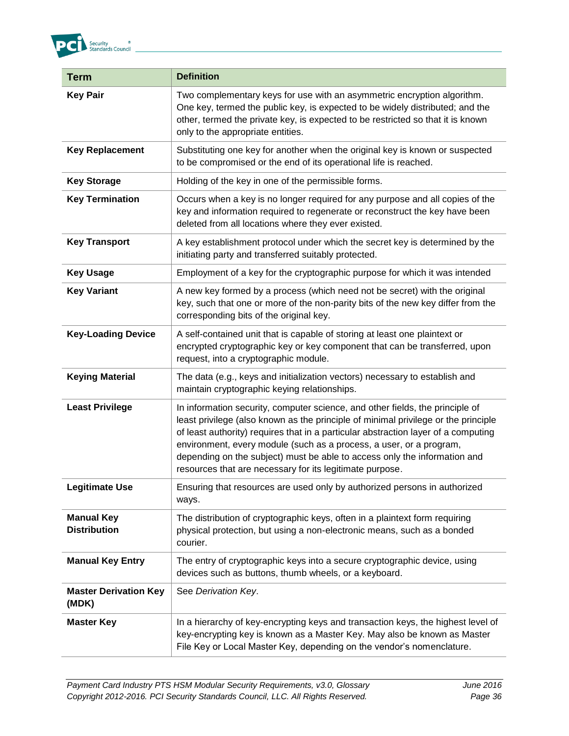| Term | Definition |
| --- | --- |
| **Key Pair** | Two complementary keys for use with an asymmetric encryption algorithm. One key, termed the public key, is expected to be widely distributed; and the other, termed the private key, is expected to be restricted so that it is known only to the appropriate entities. |
| **Key Replacement** | Substituting one key for another when the original key is known or suspected to be compromised or the end of its operational life is reached. |
| **Key Storage** | Holding of the key in one of the permissible forms. |
| **Key Termination** | Occurs when a key is no longer required for any purpose and all copies of the key and information required to regenerate or reconstruct the key have been deleted from all locations where they ever existed. |
| **Key Transport** | A key establishment protocol under which the secret key is determined by the initiating party and transferred suitably protected. |
| **Key Usage** | Employment of a key for the cryptographic purpose for which it was intended |
| **Key Variant** | A new key formed by a process (which need not be secret) with the original key, such that one or more of the non-parity bits of the new key differ from the corresponding bits of the original key. |
| **Key-Loading Device** | A self-contained unit that is capable of storing at least one plaintext or encrypted cryptographic key or key component that can be transferred, upon request, into a cryptographic module. |
| **Keying Material** | The data (e.g., keys and initialization vectors) necessary to establish and maintain cryptographic keying relationships. |
| **Least Privilege** | In information security, computer science, and other fields, the principle of least privilege (also known as the principle of minimal privilege or the principle of least authority) requires that in a particular abstraction layer of a computing environment, every module (such as a process, a user, or a program, depending on the subject) must be able to access only the information and resources that are necessary for its legitimate purpose. |
| **Legitimate Use** | Ensuring that resources are used only by authorized persons in authorized ways. |
| **Manual Key Distribution** | The distribution of cryptographic keys, often in a plaintext form requiring physical protection, but using a non-electronic means, such as a bonded courier. |
| **Manual Key Entry** | The entry of cryptographic keys into a secure cryptographic device, using devices such as buttons, thumb wheels, or a keyboard. |
| **Master Derivation Key (MDK)** | See *Derivation Key*. |
| **Master Key** | In a hierarchy of key-encrypting keys and transaction keys, the highest level of key-encrypting key is known as a Master Key. May also be known as Master File Key or Local Master Key, depending on the vendor's nomenclature. |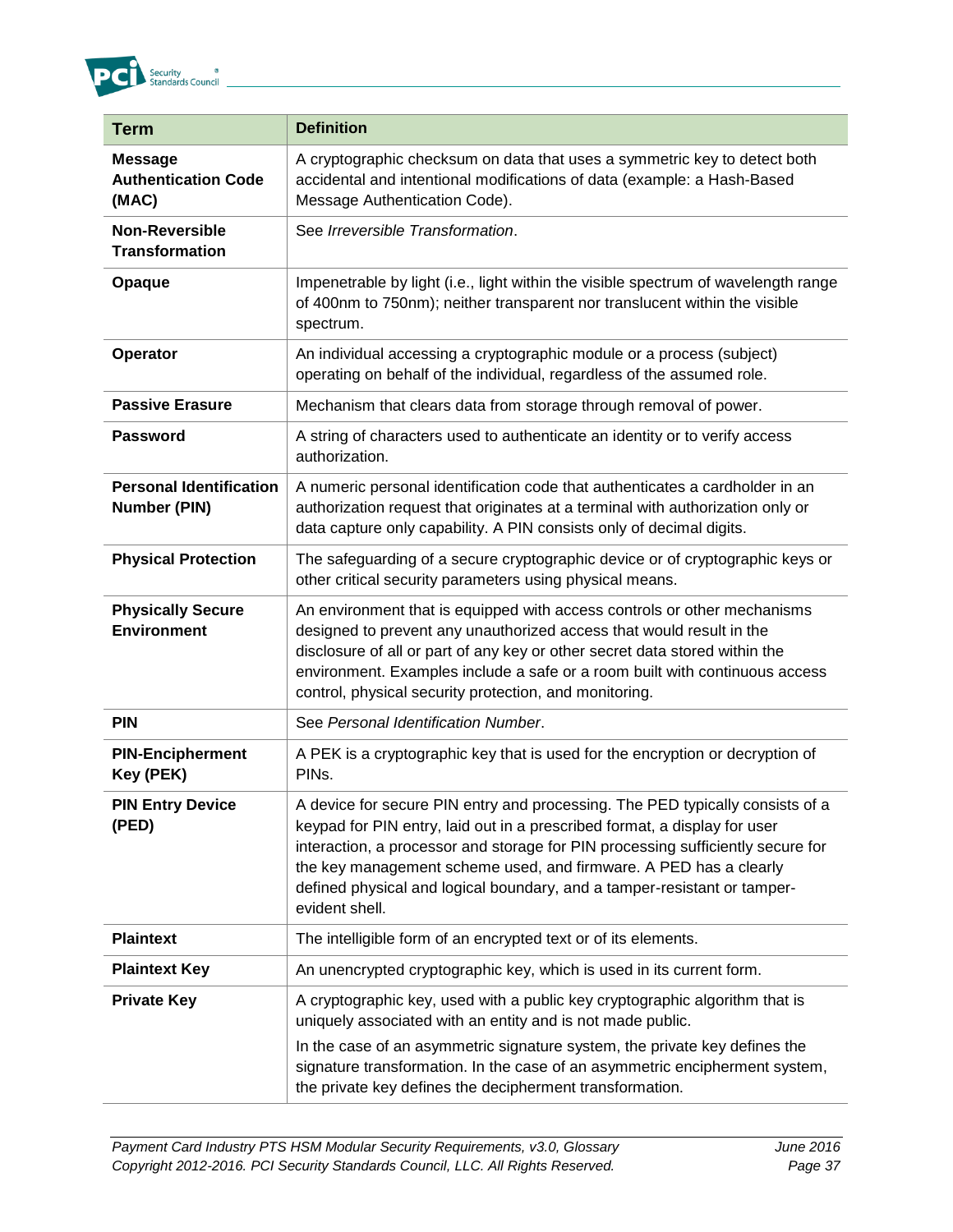| Term | Definition |
|---|---|
| **Message Authentication Code (MAC)** | A cryptographic checksum on data that uses a symmetric key to detect both accidental and intentional modifications of data (example: a Hash-Based Message Authentication Code). |
| **Non-Reversible Transformation** | See *Irreversible Transformation*. |
| **Opaque** | Impenetrable by light (i.e., light within the visible spectrum of wavelength range of 400nm to 750nm); neither transparent nor translucent within the visible spectrum. |
| **Operator** | An individual accessing a cryptographic module or a process (subject) operating on behalf of the individual, regardless of the assumed role. |
| **Passive Erasure** | Mechanism that clears data from storage through removal of power. |
| **Password** | A string of characters used to authenticate an identity or to verify access authorization. |
| **Personal Identification Number (PIN)** | A numeric personal identification code that authenticates a cardholder in an authorization request that originates at a terminal with authorization only or data capture only capability. A PIN consists only of decimal digits. |
| **Physical Protection** | The safeguarding of a secure cryptographic device or of cryptographic keys or other critical security parameters using physical means. |
| **Physically Secure Environment** | An environment that is equipped with access controls or other mechanisms designed to prevent any unauthorized access that would result in the disclosure of all or part of any key or other secret data stored within the environment. Examples include a safe or a room built with continuous access control, physical security protection, and monitoring. |
| **PIN** | See *Personal Identification Number*. |
| **PIN-Encipherment Key (PEK)** | A PEK is a cryptographic key that is used for the encryption or decryption of PINs. |
| **PIN Entry Device (PED)** | A device for secure PIN entry and processing. The PED typically consists of a keypad for PIN entry, laid out in a prescribed format, a display for user interaction, a processor and storage for PIN processing sufficiently secure for the key management scheme used, and firmware. A PED has a clearly defined physical and logical boundary, and a tamper-resistant or tamper-evident shell. |
| **Plaintext** | The intelligible form of an encrypted text or of its elements. |
| **Plaintext Key** | An unencrypted cryptographic key, which is used in its current form. |
| **Private Key** | A cryptographic key, used with a public key cryptographic algorithm that is uniquely associated with an entity and is not made public.<br><br>In the case of an asymmetric signature system, the private key defines the signature transformation. In the case of an asymmetric encipherment system, the private key defines the decipherment transformation. |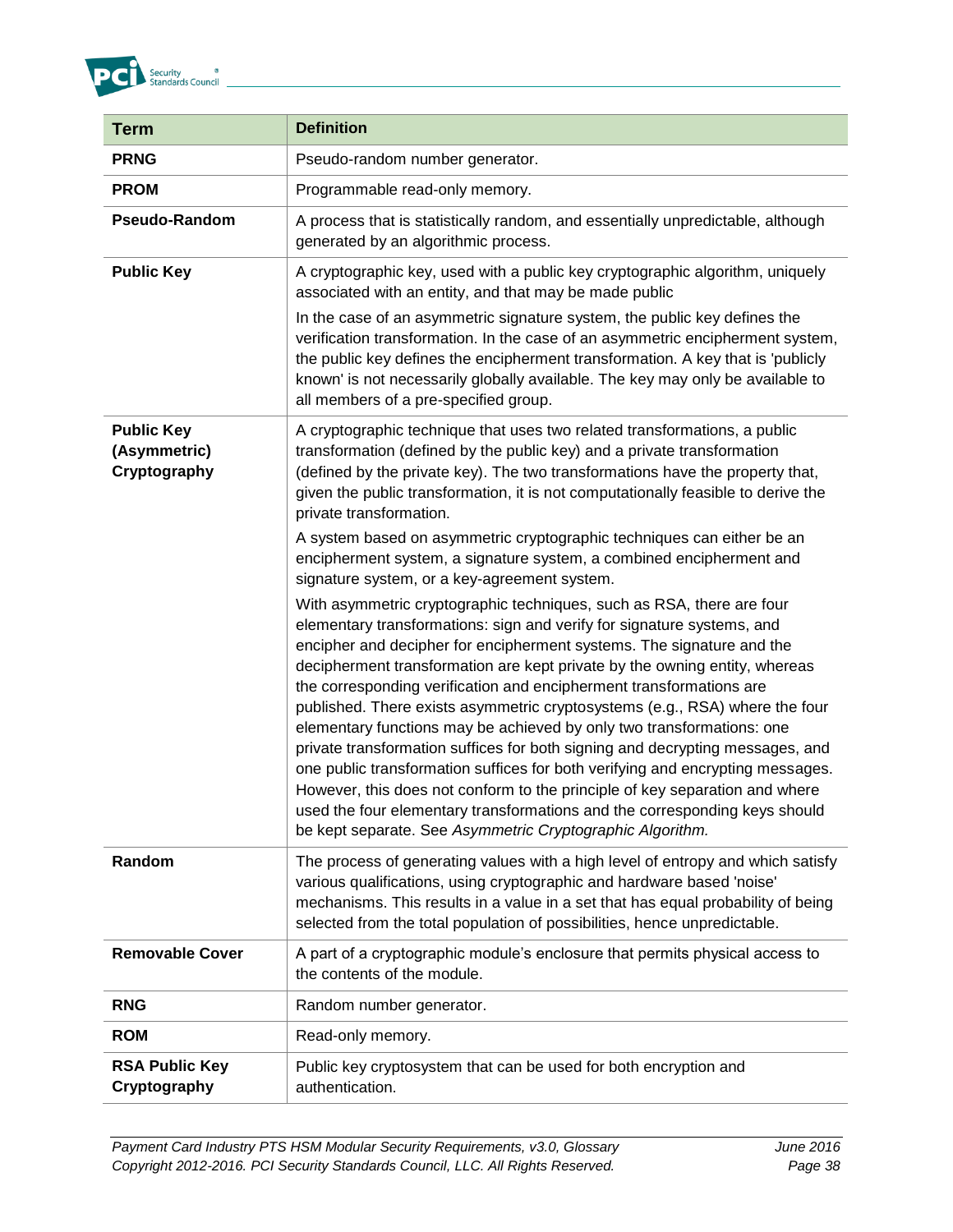| Term | Definition |
|---|---|
| **PRNG** | Pseudo-random number generator. |
| **PROM** | Programmable read-only memory. |
| **Pseudo-Random** | A process that is statistically random, and essentially unpredictable, although generated by an algorithmic process. |
| **Public Key** | A cryptographic key, used with a public key cryptographic algorithm, uniquely associated with an entity, and that may be made public<br><br>In the case of an asymmetric signature system, the public key defines the verification transformation. In the case of an asymmetric encipherment system, the public key defines the encipherment transformation. A key that is 'publicly known' is not necessarily globally available. The key may only be available to all members of a pre-specified group. |
| **Public Key (Asymmetric) Cryptography** | A cryptographic technique that uses two related transformations, a public transformation (defined by the public key) and a private transformation (defined by the private key). The two transformations have the property that, given the public transformation, it is not computationally feasible to derive the private transformation.<br><br>A system based on asymmetric cryptographic techniques can either be an encipherment system, a signature system, a combined encipherment and signature system, or a key-agreement system.<br><br>With asymmetric cryptographic techniques, such as RSA, there are four elementary transformations: sign and verify for signature systems, and encipher and decipher for encipherment systems. The signature and the decipherment transformation are kept private by the owning entity, whereas the corresponding verification and encipherment transformations are published. There exists asymmetric cryptosystems (e.g., RSA) where the four elementary functions may be achieved by only two transformations: one private transformation suffices for both signing and decrypting messages, and one public transformation suffices for both verifying and encrypting messages. However, this does not conform to the principle of key separation and where used the four elementary transformations and the corresponding keys should be kept separate. See *Asymmetric Cryptographic Algorithm.* |
| **Random** | The process of generating values with a high level of entropy and which satisfy various qualifications, using cryptographic and hardware based 'noise' mechanisms. This results in a value in a set that has equal probability of being selected from the total population of possibilities, hence unpredictable. |
| **Removable Cover** | A part of a cryptographic module's enclosure that permits physical access to the contents of the module. |
| **RNG** | Random number generator. |
| **ROM** | Read-only memory. |
| **RSA Public Key Cryptography** | Public key cryptosystem that can be used for both encryption and authentication. |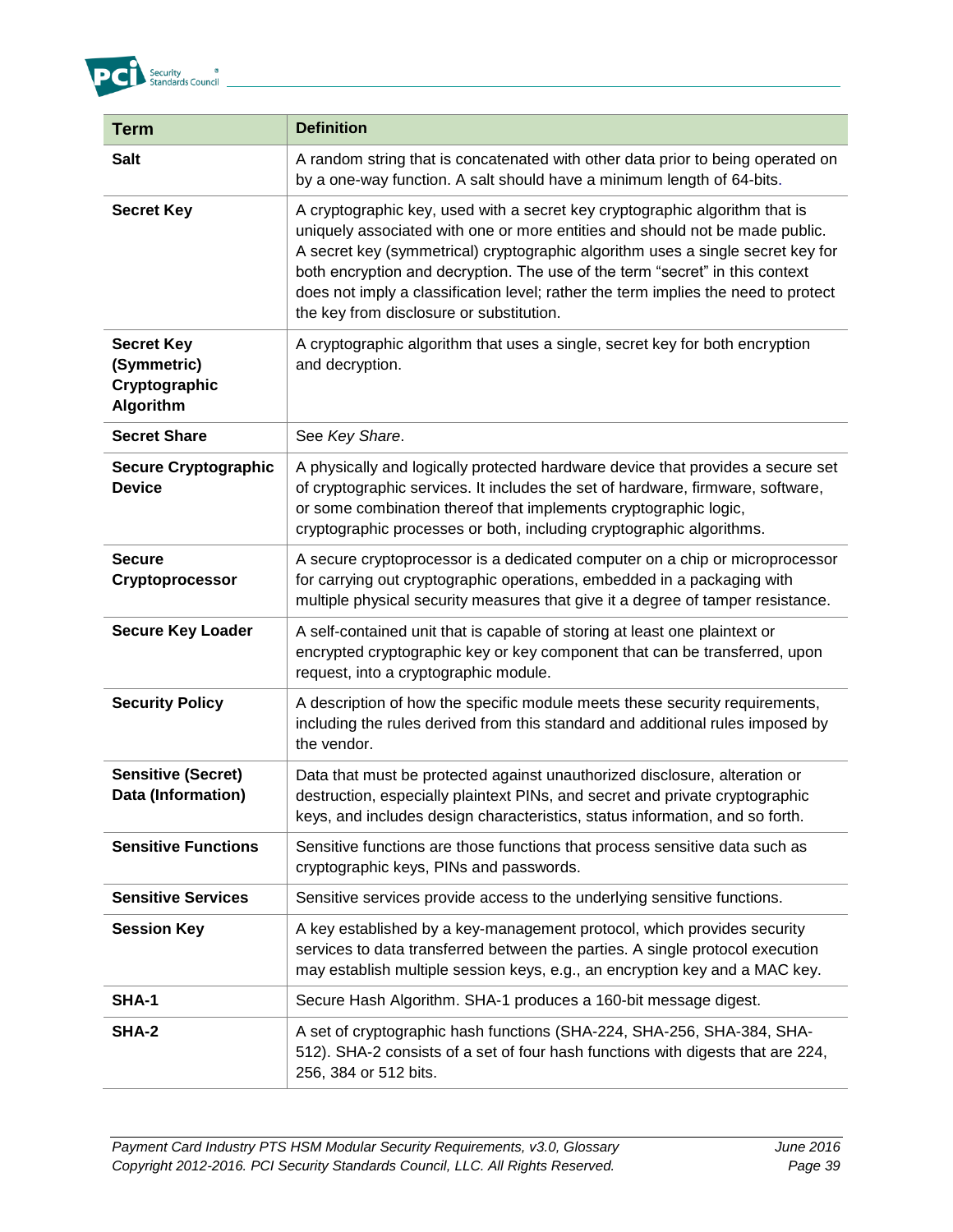| Term | Definition |
|---|---|
| **Salt** | A random string that is concatenated with other data prior to being operated on by a one-way function. A salt should have a minimum length of 64-bits. |
| **Secret Key** | A cryptographic key, used with a secret key cryptographic algorithm that is uniquely associated with one or more entities and should not be made public. A secret key (symmetrical) cryptographic algorithm uses a single secret key for both encryption and decryption. The use of the term "secret" in this context does not imply a classification level; rather the term implies the need to protect the key from disclosure or substitution. |
| **Secret Key (Symmetric) Cryptographic Algorithm** | A cryptographic algorithm that uses a single, secret key for both encryption and decryption. |
| **Secret Share** | See *Key Share*. |
| **Secure Cryptographic Device** | A physically and logically protected hardware device that provides a secure set of cryptographic services. It includes the set of hardware, firmware, software, or some combination thereof that implements cryptographic logic, cryptographic processes or both, including cryptographic algorithms. |
| **Secure Cryptoprocessor** | A secure cryptoprocessor is a dedicated computer on a chip or microprocessor for carrying out cryptographic operations, embedded in a packaging with multiple physical security measures that give it a degree of tamper resistance. |
| **Secure Key Loader** | A self-contained unit that is capable of storing at least one plaintext or encrypted cryptographic key or key component that can be transferred, upon request, into a cryptographic module. |
| **Security Policy** | A description of how the specific module meets these security requirements, including the rules derived from this standard and additional rules imposed by the vendor. |
| **Sensitive (Secret) Data (Information)** | Data that must be protected against unauthorized disclosure, alteration or destruction, especially plaintext PINs, and secret and private cryptographic keys, and includes design characteristics, status information, and so forth. |
| **Sensitive Functions** | Sensitive functions are those functions that process sensitive data such as cryptographic keys, PINs and passwords. |
| **Sensitive Services** | Sensitive services provide access to the underlying sensitive functions. |
| **Session Key** | A key established by a key-management protocol, which provides security services to data transferred between the parties. A single protocol execution may establish multiple session keys, e.g., an encryption key and a MAC key. |
| **SHA-1** | Secure Hash Algorithm. SHA-1 produces a 160-bit message digest. |
| **SHA-2** | A set of cryptographic hash functions (SHA-224, SHA-256, SHA-384, SHA-512). SHA-2 consists of a set of four hash functions with digests that are 224, 256, 384 or 512 bits. |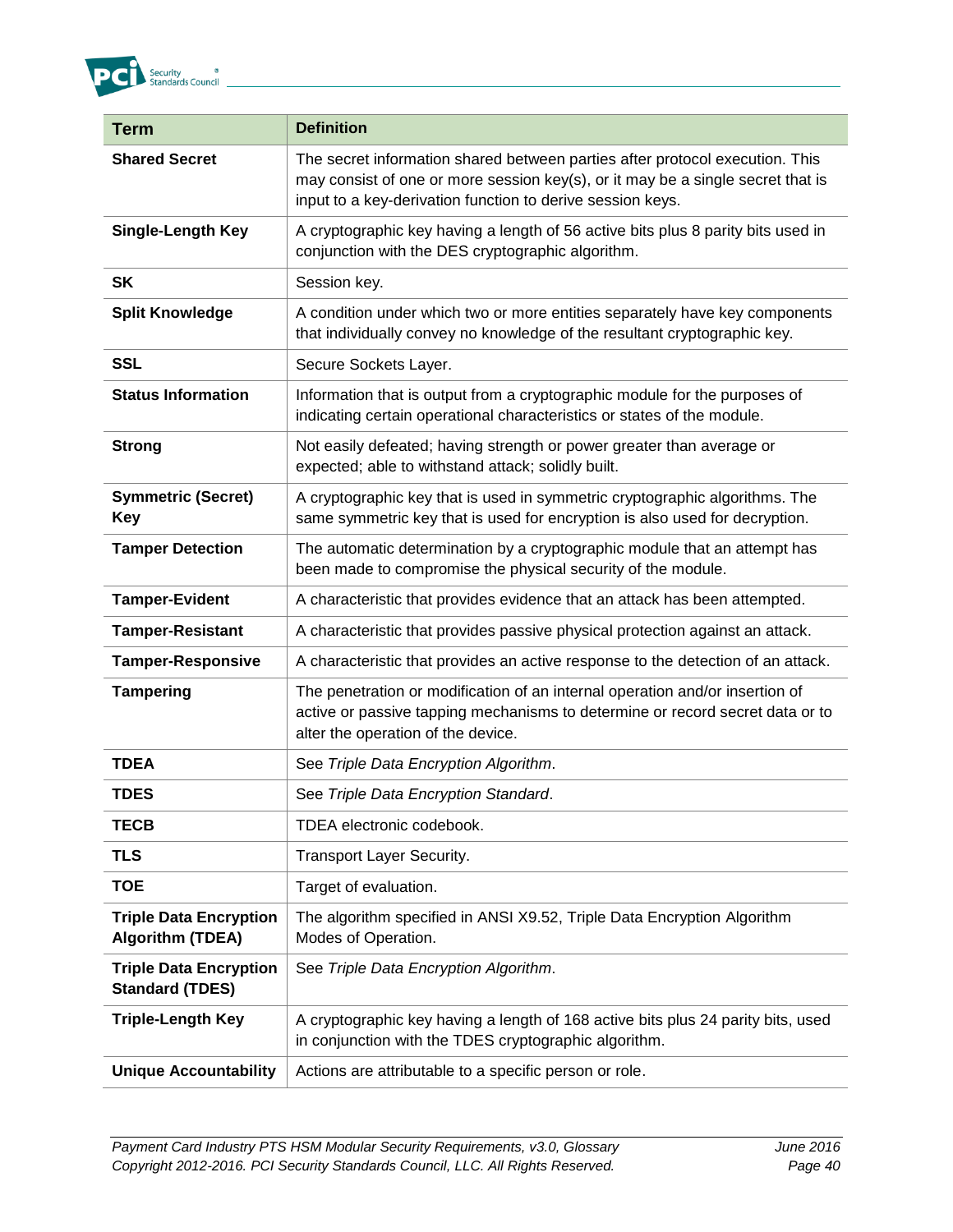| Term | Definition |
| --- | --- |
| **Shared Secret** | The secret information shared between parties after protocol execution. This may consist of one or more session key(s), or it may be a single secret that is input to a key-derivation function to derive session keys. |
| **Single-Length Key** | A cryptographic key having a length of 56 active bits plus 8 parity bits used in conjunction with the DES cryptographic algorithm. |
| **SK** | Session key. |
| **Split Knowledge** | A condition under which two or more entities separately have key components that individually convey no knowledge of the resultant cryptographic key. |
| **SSL** | Secure Sockets Layer. |
| **Status Information** | Information that is output from a cryptographic module for the purposes of indicating certain operational characteristics or states of the module. |
| **Strong** | Not easily defeated; having strength or power greater than average or expected; able to withstand attack; solidly built. |
| **Symmetric (Secret) Key** | A cryptographic key that is used in symmetric cryptographic algorithms. The same symmetric key that is used for encryption is also used for decryption. |
| **Tamper Detection** | The automatic determination by a cryptographic module that an attempt has been made to compromise the physical security of the module. |
| **Tamper-Evident** | A characteristic that provides evidence that an attack has been attempted. |
| **Tamper-Resistant** | A characteristic that provides passive physical protection against an attack. |
| **Tamper-Responsive** | A characteristic that provides an active response to the detection of an attack. |
| **Tampering** | The penetration or modification of an internal operation and/or insertion of active or passive tapping mechanisms to determine or record secret data or to alter the operation of the device. |
| **TDEA** | See *Triple Data Encryption Algorithm*. |
| **TDES** | See *Triple Data Encryption Standard*. |
| **TECB** | TDEA electronic codebook. |
| **TLS** | Transport Layer Security. |
| **TOE** | Target of evaluation. |
| **Triple Data Encryption Algorithm (TDEA)** | The algorithm specified in ANSI X9.52, Triple Data Encryption Algorithm Modes of Operation. |
| **Triple Data Encryption Standard (TDES)** | See *Triple Data Encryption Algorithm*. |
| **Triple-Length Key** | A cryptographic key having a length of 168 active bits plus 24 parity bits, used in conjunction with the TDES cryptographic algorithm. |
| **Unique Accountability** | Actions are attributable to a specific person or role. |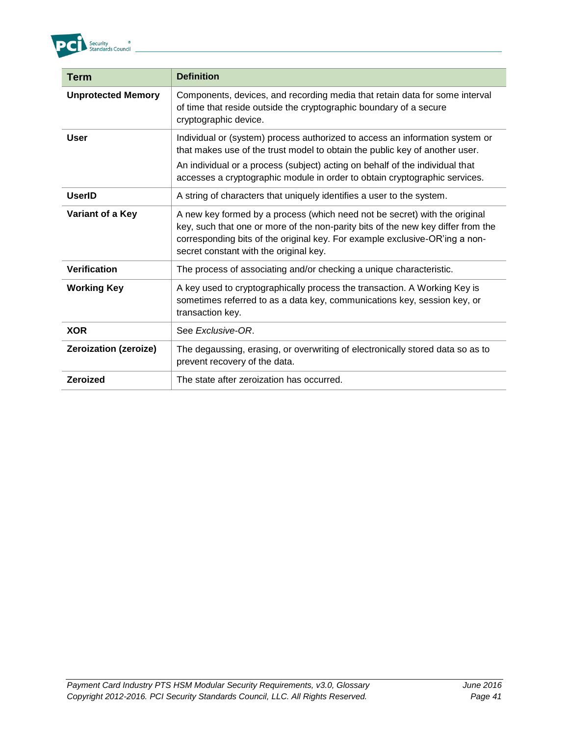| Term | Definition |
|---|---|
| **Unprotected Memory** | Components, devices, and recording media that retain data for some interval of time that reside outside the cryptographic boundary of a secure cryptographic device. |
| **User** | Individual or (system) process authorized to access an information system or that makes use of the trust model to obtain the public key of another user. An individual or a process (subject) acting on behalf of the individual that accesses a cryptographic module in order to obtain cryptographic services. |
| **UserID** | A string of characters that uniquely identifies a user to the system. |
| **Variant of a Key** | A new key formed by a process (which need not be secret) with the original key, such that one or more of the non-parity bits of the new key differ from the corresponding bits of the original key. For example exclusive-OR'ing a non-secret constant with the original key. |
| **Verification** | The process of associating and/or checking a unique characteristic. |
| **Working Key** | A key used to cryptographically process the transaction. A Working Key is sometimes referred to as a data key, communications key, session key, or transaction key. |
| **XOR** | See *Exclusive-OR*. |
| **Zeroization (zeroize)** | The degaussing, erasing, or overwriting of electronically stored data so as to prevent recovery of the data. |
| **Zeroized** | The state after zeroization has occurred. |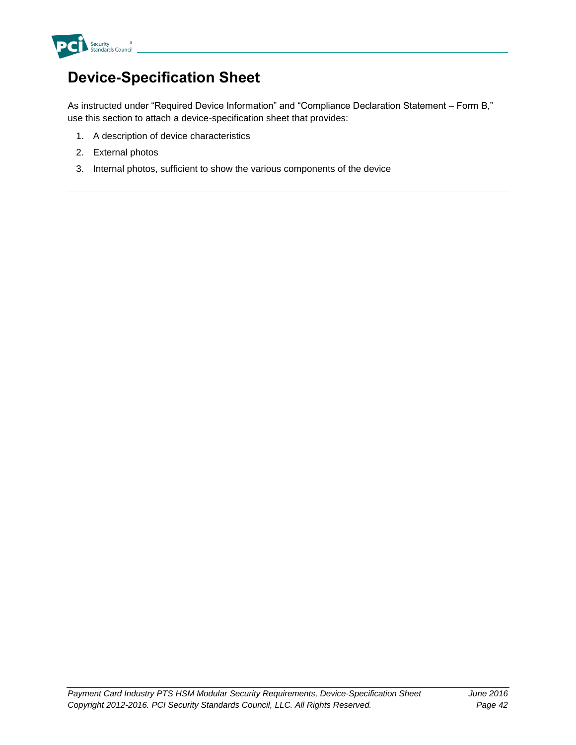# Device-Specification Sheet

As instructed under "Required Device Information" and "Compliance Declaration Statement – Form B," use this section to attach a device-specification sheet that provides:

1. A description of device characteristics
2. External photos
3. Internal photos, sufficient to show the various components of the device